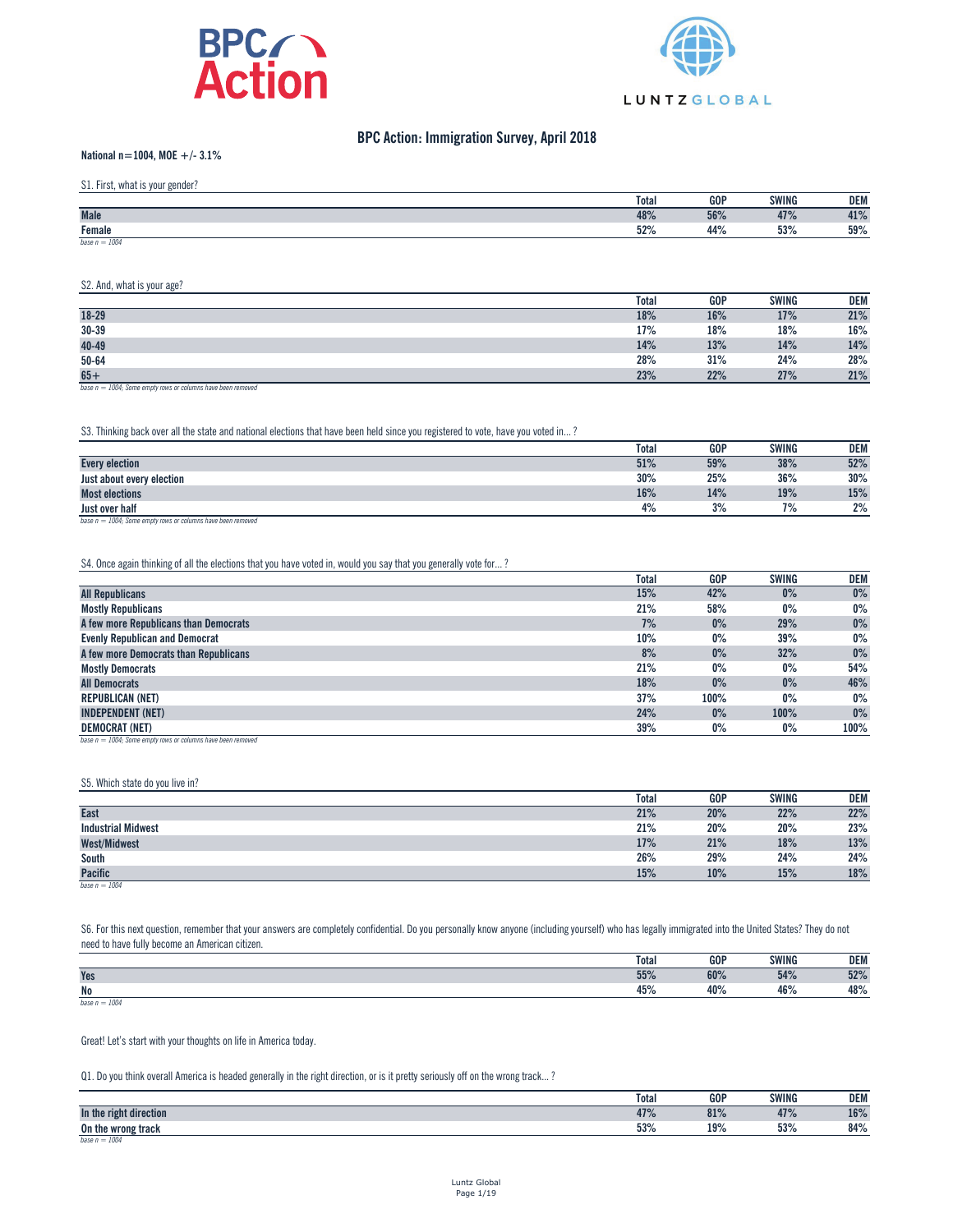# BPC Action: Immigration Survey, April 2018

**National n=1004, MOE +/- 3.1%**

S1. First, what is your gender?

| | Total | GOP | SWING | DEM |
|---|---|---|---|---|
| **Male** | 48% | 56% | 47% | 41% |
| **Female** | 52% | 44% | 53% | 59% |

*base n = 1004*

S2. And, what is your age?

| | Total | GOP | SWING | DEM |
|---|---|---|---|---|
| **18-29** | 18% | 16% | 17% | 21% |
| **30-39** | 17% | 18% | 18% | 16% |
| **40-49** | 14% | 13% | 14% | 14% |
| **50-64** | 28% | 31% | 24% | 28% |
| **65+** | 23% | 22% | 27% | 21% |

*base n = 1004; Some empty rows or columns have been removed*

S3. Thinking back over all the state and national elections that have been held since you registered to vote, have you voted in... ?

| | Total | GOP | SWING | DEM |
|---|---|---|---|---|
| **Every election** | 51% | 59% | 38% | 52% |
| **Just about every election** | 30% | 25% | 36% | 30% |
| **Most elections** | 16% | 14% | 19% | 15% |
| **Just over half** | 4% | 3% | 7% | 2% |

*base n = 1004; Some empty rows or columns have been removed*

S4. Once again thinking of all the elections that you have voted in, would you say that you generally vote for... ?

| | Total | GOP | SWING | DEM |
|---|---|---|---|---|
| **All Republicans** | 15% | 42% | 0% | 0% |
| **Mostly Republicans** | 21% | 58% | 0% | 0% |
| **A few more Republicans than Democrats** | 7% | 0% | 29% | 0% |
| **Evenly Republican and Democrat** | 10% | 0% | 39% | 0% |
| **A few more Democrats than Republicans** | 8% | 0% | 32% | 0% |
| **Mostly Democrats** | 21% | 0% | 0% | 54% |
| **All Democrats** | 18% | 0% | 0% | 46% |
| **REPUBLICAN (NET)** | 37% | 100% | 0% | 0% |
| **INDEPENDENT (NET)** | 24% | 0% | 100% | 0% |
| **DEMOCRAT (NET)** | 39% | 0% | 0% | 100% |

*base n = 1004; Some empty rows or columns have been removed*

S5. Which state do you live in?

| | Total | GOP | SWING | DEM |
|---|---|---|---|---|
| **East** | 21% | 20% | 22% | 22% |
| **Industrial Midwest** | 21% | 20% | 20% | 23% |
| **West/Midwest** | 17% | 21% | 18% | 13% |
| **South** | 26% | 29% | 24% | 24% |
| **Pacific** | 15% | 10% | 15% | 18% |

*base n = 1004*

S6. For this next question, remember that your answers are completely confidential. Do you personally know anyone (including yourself) who has legally immigrated into the United States? They do not need to have fully become an American citizen.

| | Total | GOP | SWING | DEM |
|---|---|---|---|---|
| **Yes** | 55% | 60% | 54% | 52% |
| **No** | 45% | 40% | 46% | 48% |

*base n = 1004*

Great! Let's start with your thoughts on life in America today.

Q1. Do you think overall America is headed generally in the right direction, or is it pretty seriously off on the wrong track... ?

| | Total | GOP | SWING | DEM |
|---|---|---|---|---|
| **In the right direction** | 47% | 81% | 47% | 16% |
| **On the wrong track** | 53% | 19% | 53% | 84% |

*base n = 1004*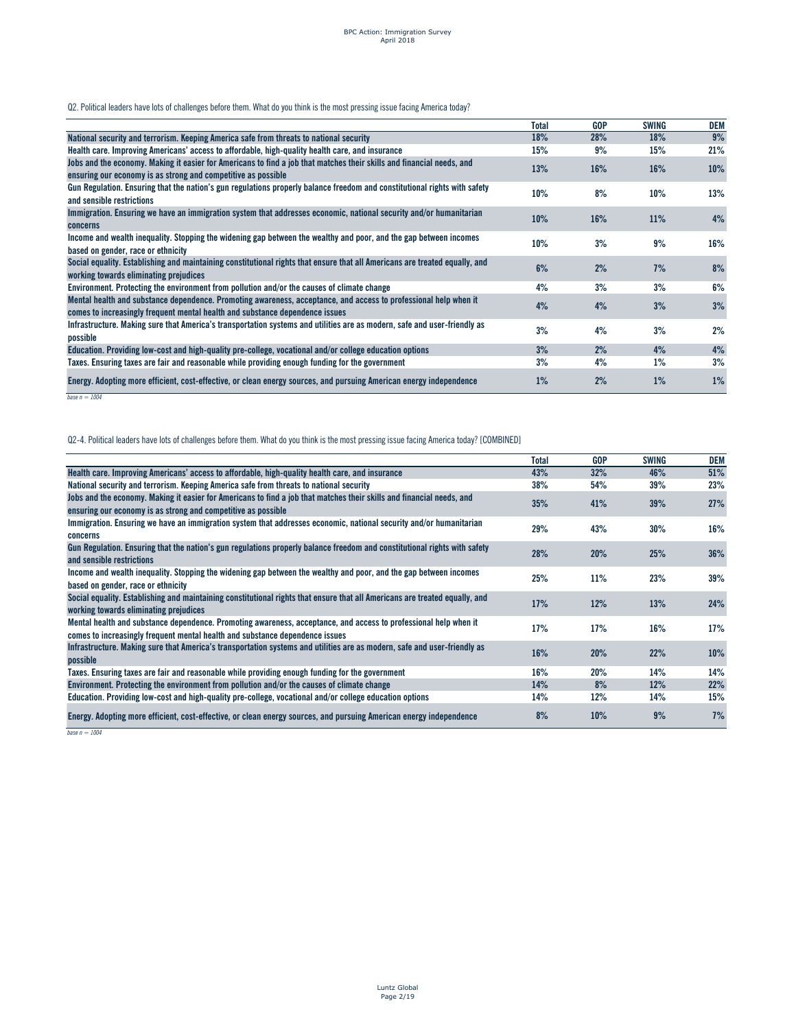Q2. Political leaders have lots of challenges before them. What do you think is the most pressing issue facing America today?

| | Total | GOP | SWING | DEM |
|---|---|---|---|---|
| **National security and terrorism. Keeping America safe from threats to national security** | 18% | 28% | 18% | 9% |
| **Health care. Improving Americans' access to affordable, high-quality health care, and insurance** | 15% | 9% | 15% | 21% |
| **Jobs and the economy. Making it easier for Americans to find a job that matches their skills and financial needs, and ensuring our economy is as strong and competitive as possible** | 13% | 16% | 16% | 10% |
| **Gun Regulation. Ensuring that the nation's gun regulations properly balance freedom and constitutional rights with safety and sensible restrictions** | 10% | 8% | 10% | 13% |
| **Immigration. Ensuring we have an immigration system that addresses economic, national security and/or humanitarian concerns** | 10% | 16% | 11% | 4% |
| **Income and wealth inequality. Stopping the widening gap between the wealthy and poor, and the gap between incomes based on gender, race or ethnicity** | 10% | 3% | 9% | 16% |
| **Social equality. Establishing and maintaining constitutional rights that ensure that all Americans are treated equally, and working towards eliminating prejudices** | 6% | 2% | 7% | 8% |
| **Environment. Protecting the environment from pollution and/or the causes of climate change** | 4% | 3% | 3% | 6% |
| **Mental health and substance dependence. Promoting awareness, acceptance, and access to professional help when it comes to increasingly frequent mental health and substance dependence issues** | 4% | 4% | 3% | 3% |
| **Infrastructure. Making sure that America's transportation systems and utilities are as modern, safe and user-friendly as possible** | 3% | 4% | 3% | 2% |
| **Education. Providing low-cost and high-quality pre-college, vocational and/or college education options** | 3% | 2% | 4% | 4% |
| **Taxes. Ensuring taxes are fair and reasonable while providing enough funding for the government** | 3% | 4% | 1% | 3% |
| **Energy. Adopting more efficient, cost-effective, or clean energy sources, and pursuing American energy independence** | 1% | 2% | 1% | 1% |

*base n = 1004*

Q2-4. Political leaders have lots of challenges before them. What do you think is the most pressing issue facing America today? [COMBINED]

| | Total | GOP | SWING | DEM |
|---|---|---|---|---|
| **Health care. Improving Americans' access to affordable, high-quality health care, and insurance** | 43% | 32% | 46% | 51% |
| **National security and terrorism. Keeping America safe from threats to national security** | 38% | 54% | 39% | 23% |
| **Jobs and the economy. Making it easier for Americans to find a job that matches their skills and financial needs, and ensuring our economy is as strong and competitive as possible** | 35% | 41% | 39% | 27% |
| **Immigration. Ensuring we have an immigration system that addresses economic, national security and/or humanitarian concerns** | 29% | 43% | 30% | 16% |
| **Gun Regulation. Ensuring that the nation's gun regulations properly balance freedom and constitutional rights with safety and sensible restrictions** | 28% | 20% | 25% | 36% |
| **Income and wealth inequality. Stopping the widening gap between the wealthy and poor, and the gap between incomes based on gender, race or ethnicity** | 25% | 11% | 23% | 39% |
| **Social equality. Establishing and maintaining constitutional rights that ensure that all Americans are treated equally, and working towards eliminating prejudices** | 17% | 12% | 13% | 24% |
| **Mental health and substance dependence. Promoting awareness, acceptance, and access to professional help when it comes to increasingly frequent mental health and substance dependence issues** | 17% | 17% | 16% | 17% |
| **Infrastructure. Making sure that America's transportation systems and utilities are as modern, safe and user-friendly as possible** | 16% | 20% | 22% | 10% |
| **Taxes. Ensuring taxes are fair and reasonable while providing enough funding for the government** | 16% | 20% | 14% | 14% |
| **Environment. Protecting the environment from pollution and/or the causes of climate change** | 14% | 8% | 12% | 22% |
| **Education. Providing low-cost and high-quality pre-college, vocational and/or college education options** | 14% | 12% | 14% | 15% |
| **Energy. Adopting more efficient, cost-effective, or clean energy sources, and pursuing American energy independence** | 8% | 10% | 9% | 7% |

*base n = 1004*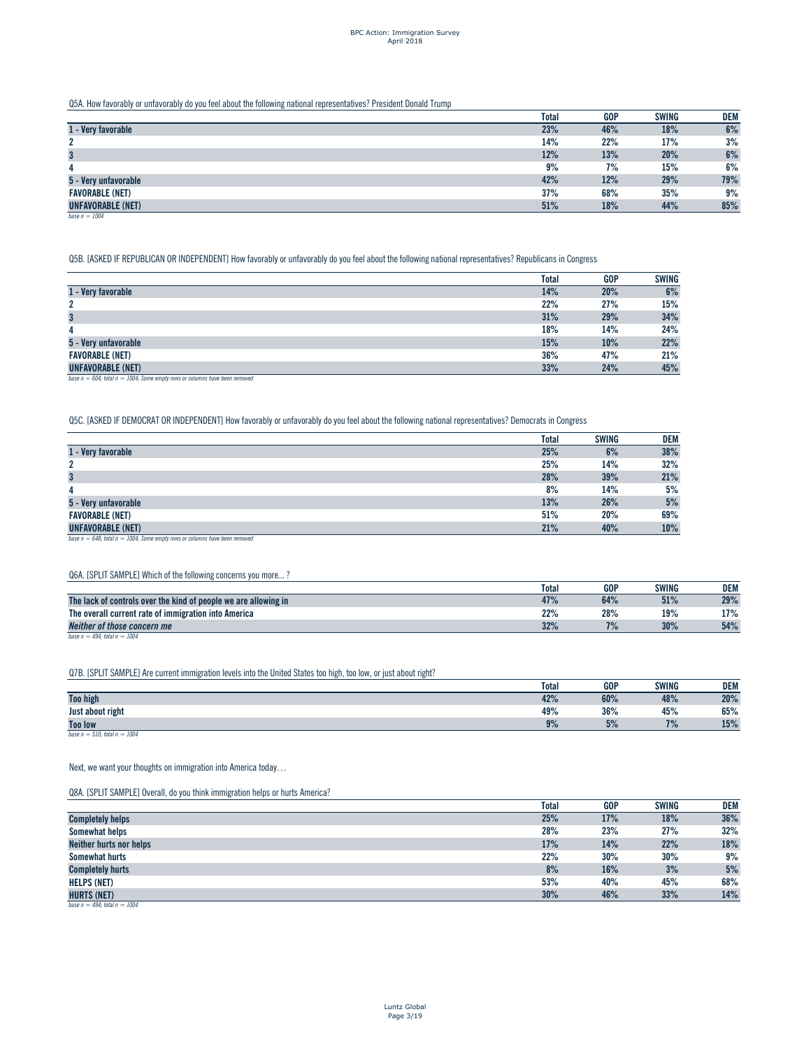Q5A. How favorably or unfavorably do you feel about the following national representatives? President Donald Trump

| | Total | GOP | SWING | DEM |
|---|---|---|---|---|
| **1 - Very favorable** | 23% | 46% | 18% | 6% |
| **2** | 14% | 22% | 17% | 3% |
| **3** | 12% | 13% | 20% | 6% |
| **4** | 9% | 7% | 15% | 6% |
| **5 - Very unfavorable** | 42% | 12% | 29% | 79% |
| **FAVORABLE (NET)** | 37% | 68% | 35% | 9% |
| **UNFAVORABLE (NET)** | 51% | 18% | 44% | 85% |

*base n = 1004*

Q5B. [ASKED IF REPUBLICAN OR INDEPENDENT] How favorably or unfavorably do you feel about the following national representatives? Republicans in Congress

| | Total | GOP | SWING |
|---|---|---|---|
| **1 - Very favorable** | 14% | 20% | 6% |
| **2** | 22% | 27% | 15% |
| **3** | 31% | 29% | 34% |
| **4** | 18% | 14% | 24% |
| **5 - Very unfavorable** | 15% | 10% | 22% |
| **FAVORABLE (NET)** | 36% | 47% | 21% |
| **UNFAVORABLE (NET)** | 33% | 24% | 45% |

*base n = 604; total n = 1004; Some empty rows or columns have been removed*

Q5C. [ASKED IF DEMOCRAT OR INDEPENDENT] How favorably or unfavorably do you feel about the following national representatives? Democrats in Congress

| | Total | SWING | DEM |
|---|---|---|---|
| **1 - Very favorable** | 25% | 6% | 38% |
| **2** | 25% | 14% | 32% |
| **3** | 28% | 39% | 21% |
| **4** | 8% | 14% | 5% |
| **5 - Very unfavorable** | 13% | 26% | 5% |
| **FAVORABLE (NET)** | 51% | 20% | 69% |
| **UNFAVORABLE (NET)** | 21% | 40% | 10% |

*base n = 648; total n = 1004; Some empty rows or columns have been removed*

Q6A. [SPLIT SAMPLE] Which of the following concerns you more... ?

| | Total | GOP | SWING | DEM |
|---|---|---|---|---|
| **The lack of controls over the kind of people we are allowing in** | 47% | 64% | 51% | 29% |
| **The overall current rate of immigration into America** | 22% | 28% | 19% | 17% |
| ***Neither of those concern me*** | 32% | 7% | 30% | 54% |

*base n = 494; total n = 1004*

Q7B. [SPLIT SAMPLE] Are current immigration levels into the United States too high, too low, or just about right?

| | Total | GOP | SWING | DEM |
|---|---|---|---|---|
| **Too high** | 42% | 60% | 48% | 20% |
| **Just about right** | 49% | 36% | 45% | 65% |
| **Too low** | 9% | 5% | 7% | 15% |

*base n = 510; total n = 1004*

Next, we want your thoughts on immigration into America today…

Q8A. [SPLIT SAMPLE] Overall, do you think immigration helps or hurts America?

| | Total | GOP | SWING | DEM |
|---|---|---|---|---|
| **Completely helps** | 25% | 17% | 18% | 36% |
| **Somewhat helps** | 28% | 23% | 27% | 32% |
| **Neither hurts nor helps** | 17% | 14% | 22% | 18% |
| **Somewhat hurts** | 22% | 30% | 30% | 9% |
| **Completely hurts** | 8% | 16% | 3% | 5% |
| **HELPS (NET)** | 53% | 40% | 45% | 68% |
| **HURTS (NET)** | 30% | 46% | 33% | 14% |

*base n = 494; total n = 1004*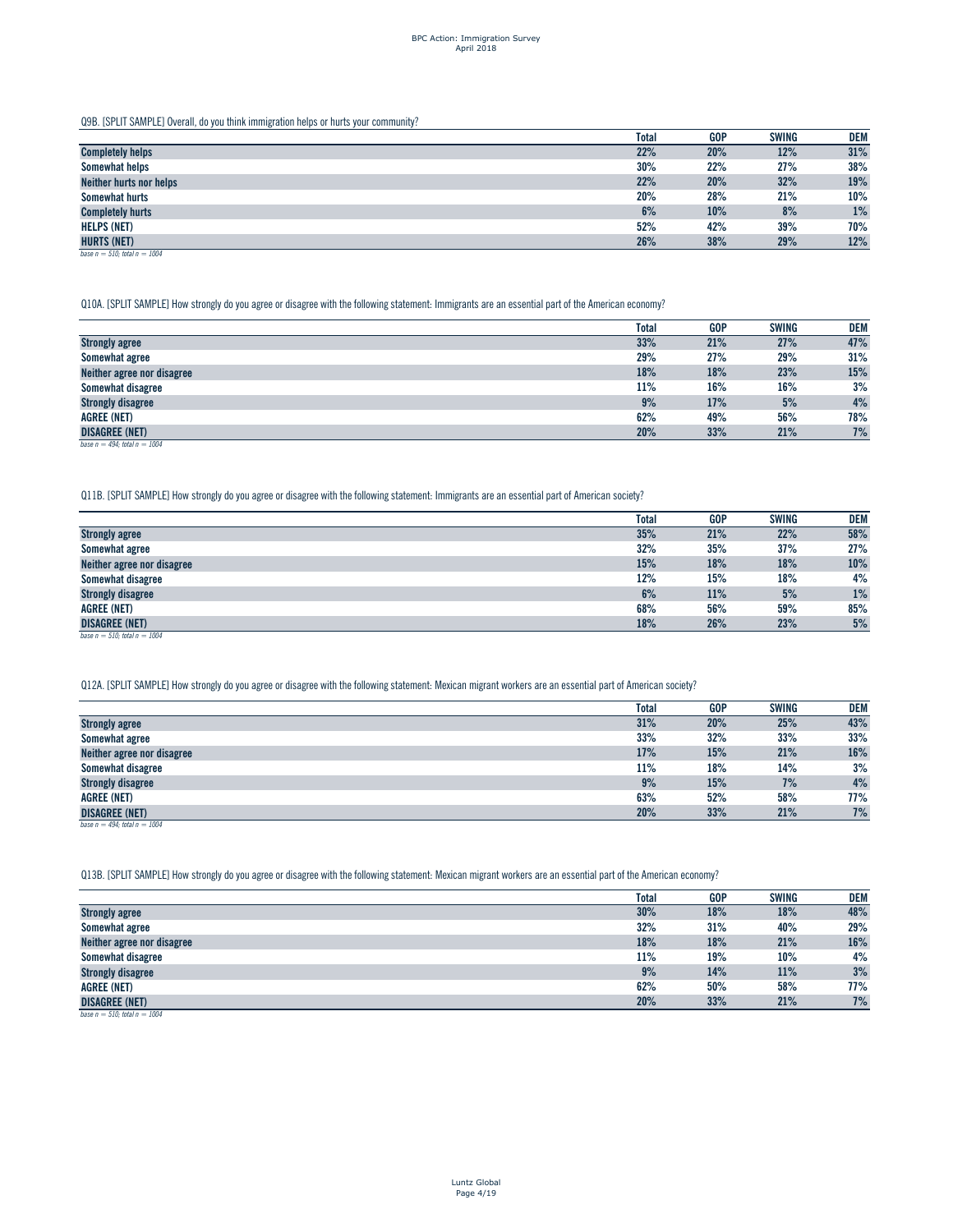Q9B. [SPLIT SAMPLE] Overall, do you think immigration helps or hurts your community?

| | Total | GOP | SWING | DEM |
|---|---|---|---|---|
| Completely helps | 22% | 20% | 12% | 31% |
| Somewhat helps | 30% | 22% | 27% | 38% |
| Neither hurts nor helps | 22% | 20% | 32% | 19% |
| Somewhat hurts | 20% | 28% | 21% | 10% |
| Completely hurts | 6% | 10% | 8% | 1% |
| HELPS (NET) | 52% | 42% | 39% | 70% |
| HURTS (NET) | 26% | 38% | 29% | 12% |

*base n = 510; total n = 1004*

Q10A. [SPLIT SAMPLE] How strongly do you agree or disagree with the following statement: Immigrants are an essential part of the American economy?

| | Total | GOP | SWING | DEM |
|---|---|---|---|---|
| Strongly agree | 33% | 21% | 27% | 47% |
| Somewhat agree | 29% | 27% | 29% | 31% |
| Neither agree nor disagree | 18% | 18% | 23% | 15% |
| Somewhat disagree | 11% | 16% | 16% | 3% |
| Strongly disagree | 9% | 17% | 5% | 4% |
| AGREE (NET) | 62% | 49% | 56% | 78% |
| DISAGREE (NET) | 20% | 33% | 21% | 7% |

*base n = 494; total n = 1004*

Q11B. [SPLIT SAMPLE] How strongly do you agree or disagree with the following statement: Immigrants are an essential part of American society?

| | Total | GOP | SWING | DEM |
|---|---|---|---|---|
| Strongly agree | 35% | 21% | 22% | 58% |
| Somewhat agree | 32% | 35% | 37% | 27% |
| Neither agree nor disagree | 15% | 18% | 18% | 10% |
| Somewhat disagree | 12% | 15% | 18% | 4% |
| Strongly disagree | 6% | 11% | 5% | 1% |
| AGREE (NET) | 68% | 56% | 59% | 85% |
| DISAGREE (NET) | 18% | 26% | 23% | 5% |

*base n = 510; total n = 1004*

Q12A. [SPLIT SAMPLE] How strongly do you agree or disagree with the following statement: Mexican migrant workers are an essential part of American society?

| | Total | GOP | SWING | DEM |
|---|---|---|---|---|
| Strongly agree | 31% | 20% | 25% | 43% |
| Somewhat agree | 33% | 32% | 33% | 33% |
| Neither agree nor disagree | 17% | 15% | 21% | 16% |
| Somewhat disagree | 11% | 18% | 14% | 3% |
| Strongly disagree | 9% | 15% | 7% | 4% |
| AGREE (NET) | 63% | 52% | 58% | 77% |
| DISAGREE (NET) | 20% | 33% | 21% | 7% |

*base n = 494; total n = 1004*

Q13B. [SPLIT SAMPLE] How strongly do you agree or disagree with the following statement: Mexican migrant workers are an essential part of the American economy?

| | Total | GOP | SWING | DEM |
|---|---|---|---|---|
| Strongly agree | 30% | 18% | 18% | 48% |
| Somewhat agree | 32% | 31% | 40% | 29% |
| Neither agree nor disagree | 18% | 18% | 21% | 16% |
| Somewhat disagree | 11% | 19% | 10% | 4% |
| Strongly disagree | 9% | 14% | 11% | 3% |
| AGREE (NET) | 62% | 50% | 58% | 77% |
| DISAGREE (NET) | 20% | 33% | 21% | 7% |

*base n = 510; total n = 1004*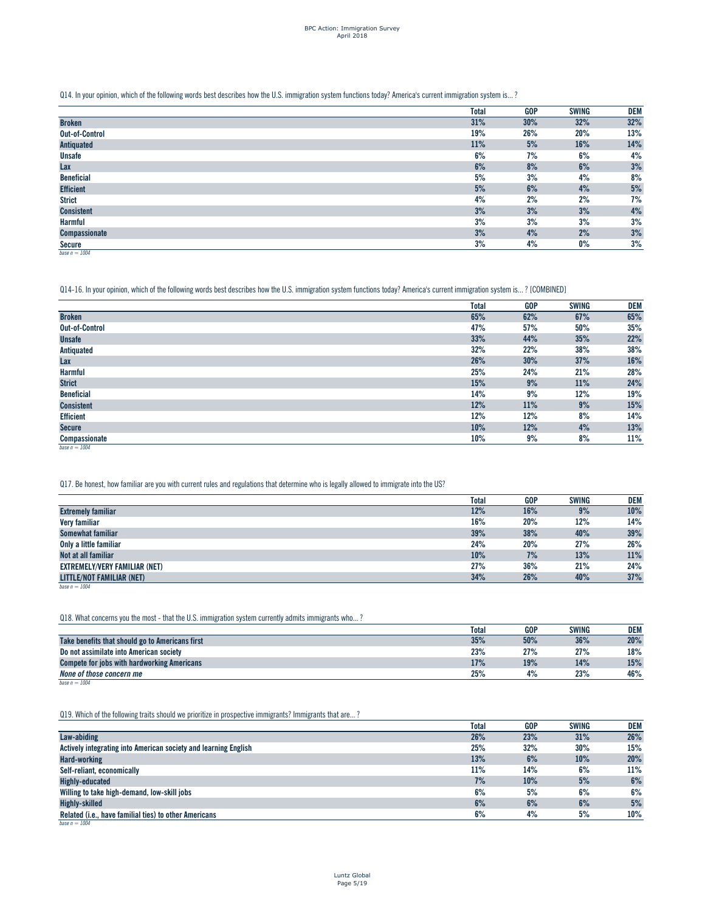Q14. In your opinion, which of the following words best describes how the U.S. immigration system functions today? America's current immigration system is... ?

| | Total | GOP | SWING | DEM |
|---|---|---|---|---|
| **Broken** | 31% | 30% | 32% | 32% |
| **Out-of-Control** | 19% | 26% | 20% | 13% |
| **Antiquated** | 11% | 5% | 16% | 14% |
| **Unsafe** | 6% | 7% | 6% | 4% |
| **Lax** | 6% | 8% | 6% | 3% |
| **Beneficial** | 5% | 3% | 4% | 8% |
| **Efficient** | 5% | 6% | 4% | 5% |
| **Strict** | 4% | 2% | 2% | 7% |
| **Consistent** | 3% | 3% | 3% | 4% |
| **Harmful** | 3% | 3% | 3% | 3% |
| **Compassionate** | 3% | 4% | 2% | 3% |
| **Secure** | 3% | 4% | 0% | 3% |

*base n = 1004*

Q14-16. In your opinion, which of the following words best describes how the U.S. immigration system functions today? America's current immigration system is... ? [COMBINED]

| | Total | GOP | SWING | DEM |
|---|---|---|---|---|
| **Broken** | 65% | 62% | 67% | 65% |
| **Out-of-Control** | 47% | 57% | 50% | 35% |
| **Unsafe** | 33% | 44% | 35% | 22% |
| **Antiquated** | 32% | 22% | 38% | 38% |
| **Lax** | 26% | 30% | 37% | 16% |
| **Harmful** | 25% | 24% | 21% | 28% |
| **Strict** | 15% | 9% | 11% | 24% |
| **Beneficial** | 14% | 9% | 12% | 19% |
| **Consistent** | 12% | 11% | 9% | 15% |
| **Efficient** | 12% | 12% | 8% | 14% |
| **Secure** | 10% | 12% | 4% | 13% |
| **Compassionate** | 10% | 9% | 8% | 11% |

*base n = 1004*

Q17. Be honest, how familiar are you with current rules and regulations that determine who is legally allowed to immigrate into the US?

| | Total | GOP | SWING | DEM |
|---|---|---|---|---|
| **Extremely familiar** | 12% | 16% | 9% | 10% |
| **Very familiar** | 16% | 20% | 12% | 14% |
| **Somewhat familiar** | 39% | 38% | 40% | 39% |
| **Only a little familiar** | 24% | 20% | 27% | 26% |
| **Not at all familiar** | 10% | 7% | 13% | 11% |
| **EXTREMELY/VERY FAMILIAR (NET)** | 27% | 36% | 21% | 24% |
| **LITTLE/NOT FAMILIAR (NET)** | 34% | 26% | 40% | 37% |

*base n = 1004*

Q18. What concerns you the most - that the U.S. immigration system currently admits immigrants who... ?

| | Total | GOP | SWING | DEM |
|---|---|---|---|---|
| **Take benefits that should go to Americans first** | 35% | 50% | 36% | 20% |
| **Do not assimilate into American society** | 23% | 27% | 27% | 18% |
| **Compete for jobs with hardworking Americans** | 17% | 19% | 14% | 15% |
| ***None of those concern me*** | 25% | 4% | 23% | 46% |

*base n = 1004*

Q19. Which of the following traits should we prioritize in prospective immigrants? Immigrants that are... ?

| | Total | GOP | SWING | DEM |
|---|---|---|---|---|
| **Law-abiding** | 26% | 23% | 31% | 26% |
| **Actively integrating into American society and learning English** | 25% | 32% | 30% | 15% |
| **Hard-working** | 13% | 6% | 10% | 20% |
| **Self-reliant, economically** | 11% | 14% | 6% | 11% |
| **Highly-educated** | 7% | 10% | 5% | 6% |
| **Willing to take high-demand, low-skill jobs** | 6% | 5% | 6% | 6% |
| **Highly-skilled** | 6% | 6% | 6% | 5% |
| **Related (i.e., have familial ties) to other Americans** | 6% | 4% | 5% | 10% |

*base n = 1004*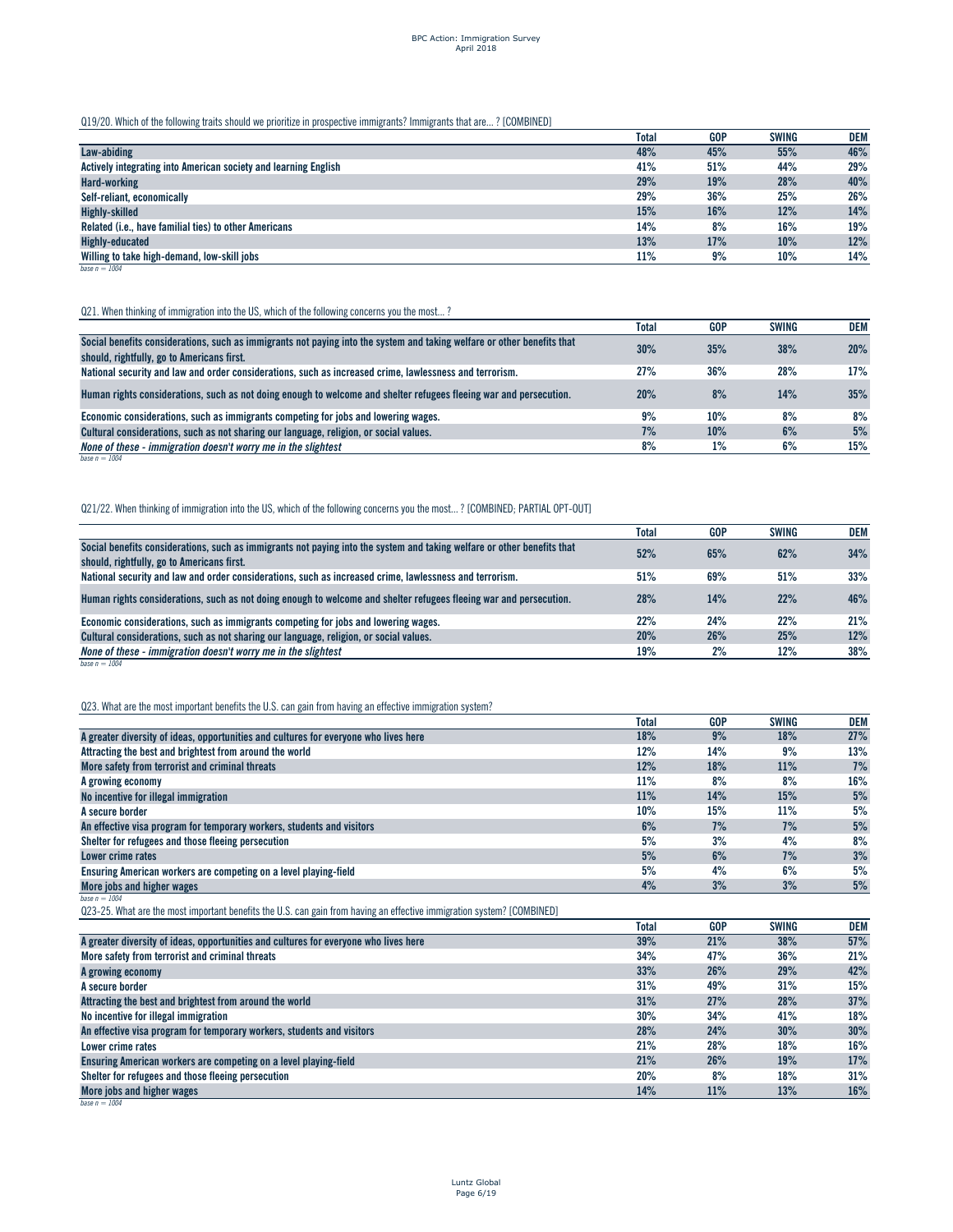Q19/20. Which of the following traits should we prioritize in prospective immigrants? Immigrants that are... ? [COMBINED]

| | Total | GOP | SWING | DEM |
|---|---|---|---|---|
| Law-abiding | 48% | 45% | 55% | 46% |
| Actively integrating into American society and learning English | 41% | 51% | 44% | 29% |
| Hard-working | 29% | 19% | 28% | 40% |
| Self-reliant, economically | 29% | 36% | 25% | 26% |
| Highly-skilled | 15% | 16% | 12% | 14% |
| Related (i.e., have familial ties) to other Americans | 14% | 8% | 16% | 19% |
| Highly-educated | 13% | 17% | 10% | 12% |
| Willing to take high-demand, low-skill jobs | 11% | 9% | 10% | 14% |

*base n = 1004*

Q21. When thinking of immigration into the US, which of the following concerns you the most... ?

| | Total | GOP | SWING | DEM |
|---|---|---|---|---|
| Social benefits considerations, such as immigrants not paying into the system and taking welfare or other benefits that should, rightfully, go to Americans first. | 30% | 35% | 38% | 20% |
| National security and law and order considerations, such as increased crime, lawlessness and terrorism. | 27% | 36% | 28% | 17% |
| Human rights considerations, such as not doing enough to welcome and shelter refugees fleeing war and persecution. | 20% | 8% | 14% | 35% |
| Economic considerations, such as immigrants competing for jobs and lowering wages. | 9% | 10% | 8% | 8% |
| Cultural considerations, such as not sharing our language, religion, or social values. | 7% | 10% | 6% | 5% |
| *None of these - immigration doesn't worry me in the slightest* | 8% | 1% | 6% | 15% |

*base n = 1004*

Q21/22. When thinking of immigration into the US, which of the following concerns you the most... ? [COMBINED; PARTIAL OPT-OUT]

| | Total | GOP | SWING | DEM |
|---|---|---|---|---|
| Social benefits considerations, such as immigrants not paying into the system and taking welfare or other benefits that should, rightfully, go to Americans first. | 52% | 65% | 62% | 34% |
| National security and law and order considerations, such as increased crime, lawlessness and terrorism. | 51% | 69% | 51% | 33% |
| Human rights considerations, such as not doing enough to welcome and shelter refugees fleeing war and persecution. | 28% | 14% | 22% | 46% |
| Economic considerations, such as immigrants competing for jobs and lowering wages. | 22% | 24% | 22% | 21% |
| Cultural considerations, such as not sharing our language, religion, or social values. | 20% | 26% | 25% | 12% |
| *None of these - immigration doesn't worry me in the slightest* | 19% | 2% | 12% | 38% |

*base n = 1004*

Q23. What are the most important benefits the U.S. can gain from having an effective immigration system?

| | Total | GOP | SWING | DEM |
|---|---|---|---|---|
| A greater diversity of ideas, opportunities and cultures for everyone who lives here | 18% | 9% | 18% | 27% |
| Attracting the best and brightest from around the world | 12% | 14% | 9% | 13% |
| More safety from terrorist and criminal threats | 12% | 18% | 11% | 7% |
| A growing economy | 11% | 8% | 8% | 16% |
| No incentive for illegal immigration | 11% | 14% | 15% | 5% |
| A secure border | 10% | 15% | 11% | 5% |
| An effective visa program for temporary workers, students and visitors | 6% | 7% | 7% | 5% |
| Shelter for refugees and those fleeing persecution | 5% | 3% | 4% | 8% |
| Lower crime rates | 5% | 6% | 7% | 3% |
| Ensuring American workers are competing on a level playing-field | 5% | 4% | 6% | 5% |
| More jobs and higher wages | 4% | 3% | 3% | 5% |

*base n = 1004*

Q23-25. What are the most important benefits the U.S. can gain from having an effective immigration system? [COMBINED]

| | Total | GOP | SWING | DEM |
|---|---|---|---|---|
| A greater diversity of ideas, opportunities and cultures for everyone who lives here | 39% | 21% | 38% | 57% |
| More safety from terrorist and criminal threats | 34% | 47% | 36% | 21% |
| A growing economy | 33% | 26% | 29% | 42% |
| A secure border | 31% | 49% | 31% | 15% |
| Attracting the best and brightest from around the world | 31% | 27% | 28% | 37% |
| No incentive for illegal immigration | 30% | 34% | 41% | 18% |
| An effective visa program for temporary workers, students and visitors | 28% | 24% | 30% | 30% |
| Lower crime rates | 21% | 28% | 18% | 16% |
| Ensuring American workers are competing on a level playing-field | 21% | 26% | 19% | 17% |
| Shelter for refugees and those fleeing persecution | 20% | 8% | 18% | 31% |
| More jobs and higher wages | 14% | 11% | 13% | 16% |

*base n = 1004*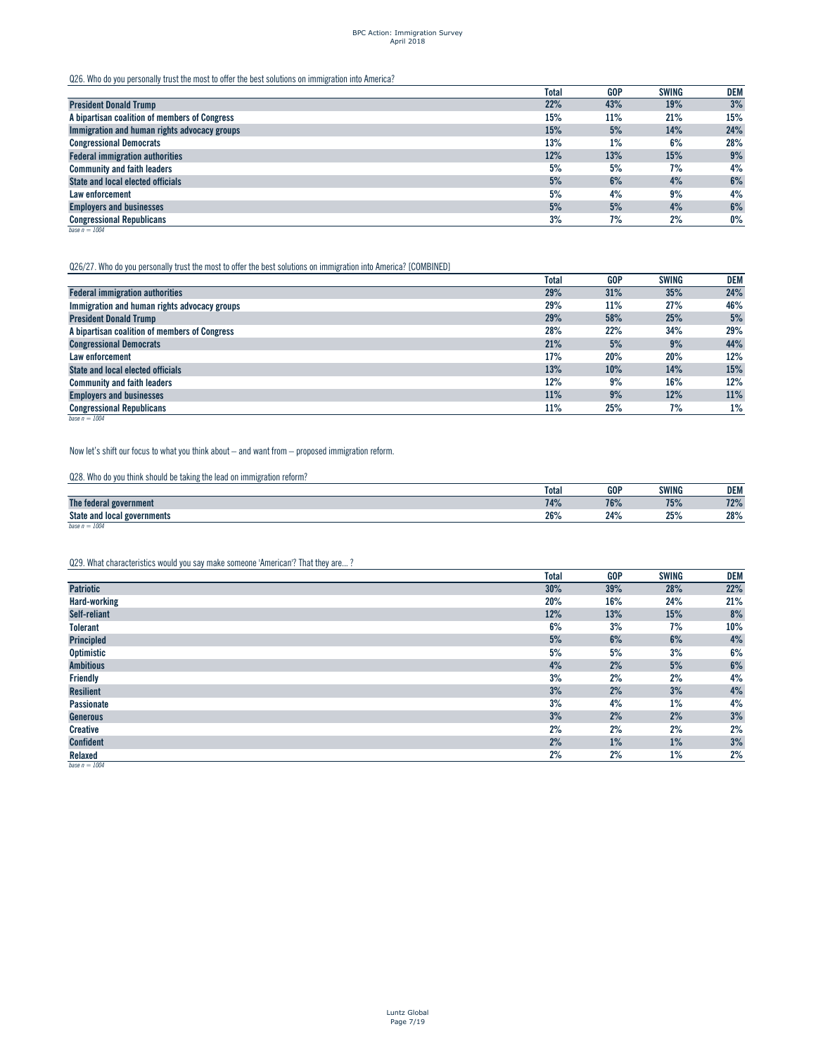Q26. Who do you personally trust the most to offer the best solutions on immigration into America?

| | Total | GOP | SWING | DEM |
|---|---|---|---|---|
| **President Donald Trump** | 22% | 43% | 19% | 3% |
| **A bipartisan coalition of members of Congress** | 15% | 11% | 21% | 15% |
| **Immigration and human rights advocacy groups** | 15% | 5% | 14% | 24% |
| **Congressional Democrats** | 13% | 1% | 6% | 28% |
| **Federal immigration authorities** | 12% | 13% | 15% | 9% |
| **Community and faith leaders** | 5% | 5% | 7% | 4% |
| **State and local elected officials** | 5% | 6% | 4% | 6% |
| **Law enforcement** | 5% | 4% | 9% | 4% |
| **Employers and businesses** | 5% | 5% | 4% | 6% |
| **Congressional Republicans** | 3% | 7% | 2% | 0% |

*base n = 1004*

Q26/27. Who do you personally trust the most to offer the best solutions on immigration into America? [COMBINED]

| | Total | GOP | SWING | DEM |
|---|---|---|---|---|
| **Federal immigration authorities** | 29% | 31% | 35% | 24% |
| **Immigration and human rights advocacy groups** | 29% | 11% | 27% | 46% |
| **President Donald Trump** | 29% | 58% | 25% | 5% |
| **A bipartisan coalition of members of Congress** | 28% | 22% | 34% | 29% |
| **Congressional Democrats** | 21% | 5% | 9% | 44% |
| **Law enforcement** | 17% | 20% | 20% | 12% |
| **State and local elected officials** | 13% | 10% | 14% | 15% |
| **Community and faith leaders** | 12% | 9% | 16% | 12% |
| **Employers and businesses** | 11% | 9% | 12% | 11% |
| **Congressional Republicans** | 11% | 25% | 7% | 1% |

*base n = 1004*

Now let's shift our focus to what you think about – and want from – proposed immigration reform.

Q28. Who do you think should be taking the lead on immigration reform?

| | Total | GOP | SWING | DEM |
|---|---|---|---|---|
| **The federal government** | 74% | 76% | 75% | 72% |
| **State and local governments** | 26% | 24% | 25% | 28% |

*base n = 1004*

Q29. What characteristics would you say make someone 'American'? That they are... ?

| | Total | GOP | SWING | DEM |
|---|---|---|---|---|
| **Patriotic** | 30% | 39% | 28% | 22% |
| **Hard-working** | 20% | 16% | 24% | 21% |
| **Self-reliant** | 12% | 13% | 15% | 8% |
| **Tolerant** | 6% | 3% | 7% | 10% |
| **Principled** | 5% | 6% | 6% | 4% |
| **Optimistic** | 5% | 5% | 3% | 6% |
| **Ambitious** | 4% | 2% | 5% | 6% |
| **Friendly** | 3% | 2% | 2% | 4% |
| **Resilient** | 3% | 2% | 3% | 4% |
| **Passionate** | 3% | 4% | 1% | 4% |
| **Generous** | 3% | 2% | 2% | 3% |
| **Creative** | 2% | 2% | 2% | 2% |
| **Confident** | 2% | 1% | 1% | 3% |
| **Relaxed** | 2% | 2% | 1% | 2% |

*base n = 1004*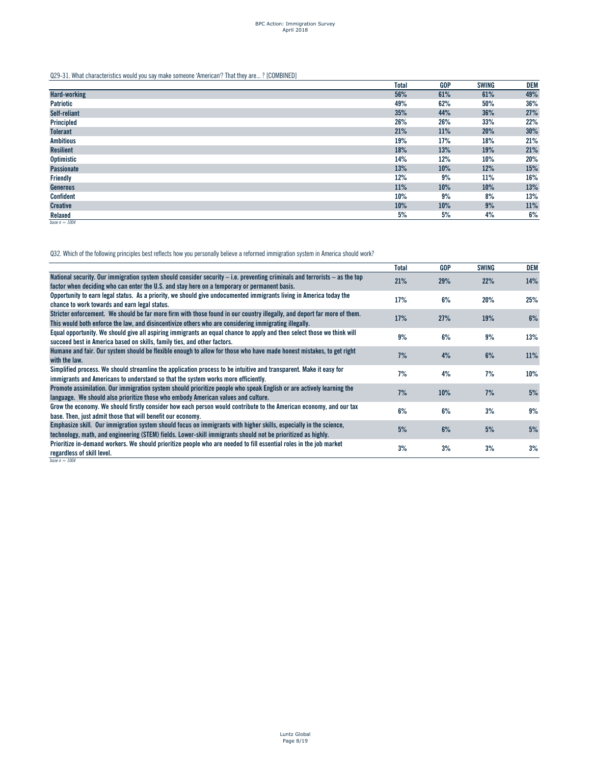Q29-31. What characteristics would you say make someone 'American'? That they are… ? [COMBINED]

| | Total | GOP | SWING | DEM |
|---|---|---|---|---|
| Hard-working | 56% | 61% | 61% | 49% |
| Patriotic | 49% | 62% | 50% | 36% |
| Self-reliant | 35% | 44% | 36% | 27% |
| Principled | 26% | 26% | 33% | 22% |
| Tolerant | 21% | 11% | 20% | 30% |
| Ambitious | 19% | 17% | 18% | 21% |
| Resilient | 18% | 13% | 19% | 21% |
| Optimistic | 14% | 12% | 10% | 20% |
| Passionate | 13% | 10% | 12% | 15% |
| Friendly | 12% | 9% | 11% | 16% |
| Generous | 11% | 10% | 10% | 13% |
| Confident | 10% | 9% | 8% | 13% |
| Creative | 10% | 10% | 9% | 11% |
| Relaxed | 5% | 5% | 4% | 6% |

*base n = 1004*

Q32. Which of the following principles best reflects how you personally believe a reformed immigration system in America should work?

| | Total | GOP | SWING | DEM |
|---|---|---|---|---|
| National security. Our immigration system should consider security – i.e. preventing criminals and terrorists – as the top factor when deciding who can enter the U.S. and stay here on a temporary or permanent basis. | 21% | 29% | 22% | 14% |
| Opportunity to earn legal status. As a priority, we should give undocumented immigrants living in America today the chance to work towards and earn legal status. | 17% | 6% | 20% | 25% |
| Stricter enforcement. We should be far more firm with those found in our country illegally, and deport far more of them. This would both enforce the law, and disincentivize others who are considering immigrating illegally. | 17% | 27% | 19% | 6% |
| Equal opportunity. We should give all aspiring immigrants an equal chance to apply and then select those we think will succeed best in America based on skills, family ties, and other factors. | 9% | 6% | 9% | 13% |
| Humane and fair. Our system should be flexible enough to allow for those who have made honest mistakes, to get right with the law. | 7% | 4% | 6% | 11% |
| Simplified process. We should streamline the application process to be intuitive and transparent. Make it easy for immigrants and Americans to understand so that the system works more efficiently. | 7% | 4% | 7% | 10% |
| Promote assimilation. Our immigration system should prioritize people who speak English or are actively learning the language. We should also prioritize those who embody American values and culture. | 7% | 10% | 7% | 5% |
| Grow the economy. We should firstly consider how each person would contribute to the American economy, and our tax base. Then, just admit those that will benefit our economy. | 6% | 6% | 3% | 9% |
| Emphasize skill. Our immigration system should focus on immigrants with higher skills, especially in the science, technology, math, and engineering (STEM) fields. Lower-skill immigrants should not be prioritized as highly. | 5% | 6% | 5% | 5% |
| Prioritize in-demand workers. We should prioritize people who are needed to fill essential roles in the job market regardless of skill level. | 3% | 3% | 3% | 3% |

*base n = 1004*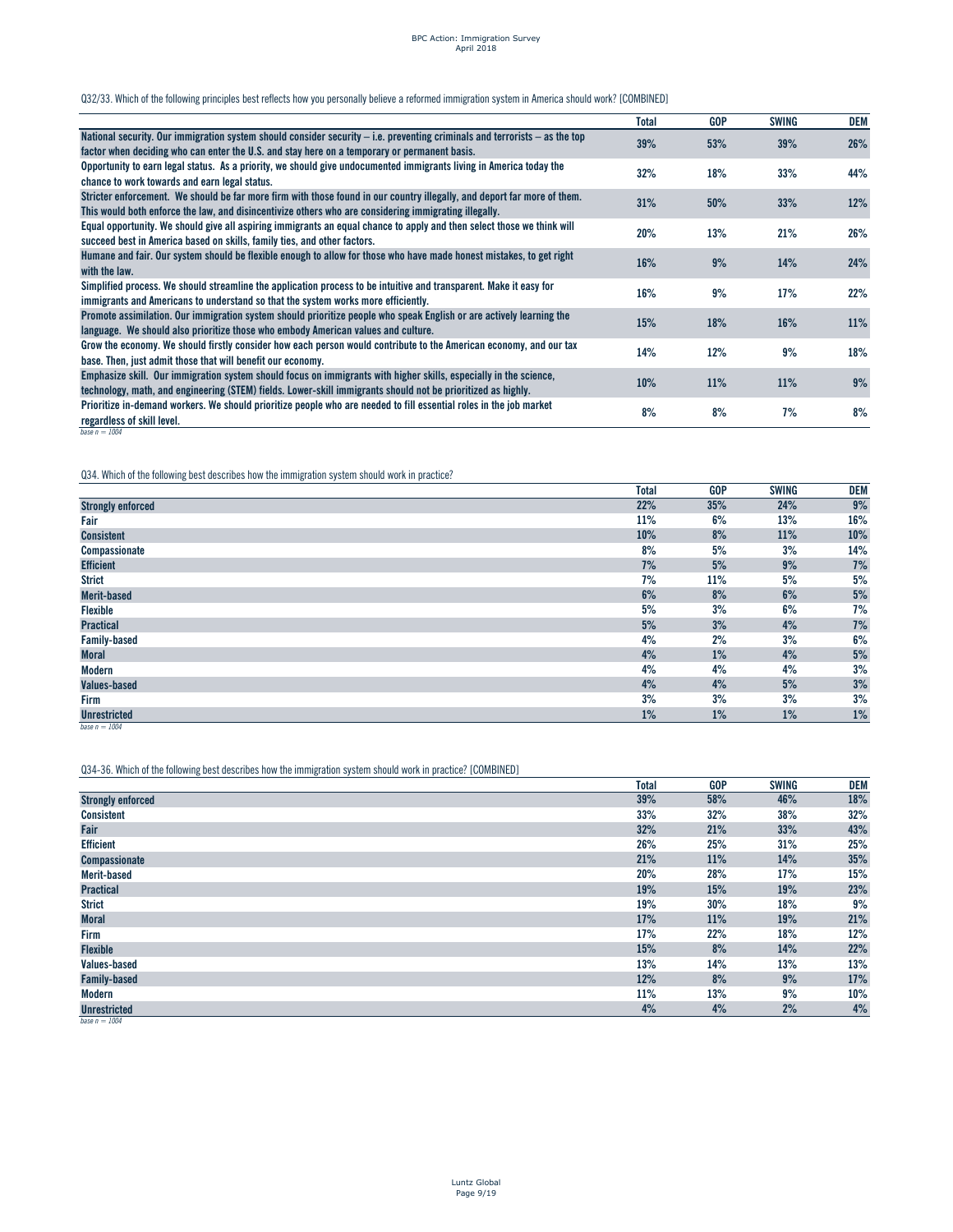Q32/33. Which of the following principles best reflects how you personally believe a reformed immigration system in America should work? [COMBINED]

| | Total | GOP | SWING | DEM |
|---|---|---|---|---|
| National security. Our immigration system should consider security – i.e. preventing criminals and terrorists – as the top factor when deciding who can enter the U.S. and stay here on a temporary or permanent basis. | 39% | 53% | 39% | 26% |
| Opportunity to earn legal status. As a priority, we should give undocumented immigrants living in America today the chance to work towards and earn legal status. | 32% | 18% | 33% | 44% |
| Stricter enforcement. We should be far more firm with those found in our country illegally, and deport far more of them. This would both enforce the law, and disincentivize others who are considering immigrating illegally. | 31% | 50% | 33% | 12% |
| Equal opportunity. We should give all aspiring immigrants an equal chance to apply and then select those we think will succeed best in America based on skills, family ties, and other factors. | 20% | 13% | 21% | 26% |
| Humane and fair. Our system should be flexible enough to allow for those who have made honest mistakes, to get right with the law. | 16% | 9% | 14% | 24% |
| Simplified process. We should streamline the application process to be intuitive and transparent. Make it easy for immigrants and Americans to understand so that the system works more efficiently. | 16% | 9% | 17% | 22% |
| Promote assimilation. Our immigration system should prioritize people who speak English or are actively learning the language. We should also prioritize those who embody American values and culture. | 15% | 18% | 16% | 11% |
| Grow the economy. We should firstly consider how each person would contribute to the American economy, and our tax base. Then, just admit those that will benefit our economy. | 14% | 12% | 9% | 18% |
| Emphasize skill. Our immigration system should focus on immigrants with higher skills, especially in the science, technology, math, and engineering (STEM) fields. Lower-skill immigrants should not be prioritized as highly. | 10% | 11% | 11% | 9% |
| Prioritize in-demand workers. We should prioritize people who are needed to fill essential roles in the job market regardless of skill level. | 8% | 8% | 7% | 8% |

*base n = 1004*

Q34. Which of the following best describes how the immigration system should work in practice?

| | Total | GOP | SWING | DEM |
|---|---|---|---|---|
| Strongly enforced | 22% | 35% | 24% | 9% |
| Fair | 11% | 6% | 13% | 16% |
| Consistent | 10% | 8% | 11% | 10% |
| Compassionate | 8% | 5% | 3% | 14% |
| Efficient | 7% | 5% | 9% | 7% |
| Strict | 7% | 11% | 5% | 5% |
| Merit-based | 6% | 8% | 6% | 5% |
| Flexible | 5% | 3% | 6% | 7% |
| Practical | 5% | 3% | 4% | 7% |
| Family-based | 4% | 2% | 3% | 6% |
| Moral | 4% | 1% | 4% | 5% |
| Modern | 4% | 4% | 4% | 3% |
| Values-based | 4% | 4% | 5% | 3% |
| Firm | 3% | 3% | 3% | 3% |
| Unrestricted | 1% | 1% | 1% | 1% |

*base n = 1004*

Q34-36. Which of the following best describes how the immigration system should work in practice? [COMBINED]

| | Total | GOP | SWING | DEM |
|---|---|---|---|---|
| Strongly enforced | 39% | 58% | 46% | 18% |
| Consistent | 33% | 32% | 38% | 32% |
| Fair | 32% | 21% | 33% | 43% |
| Efficient | 26% | 25% | 31% | 25% |
| Compassionate | 21% | 11% | 14% | 35% |
| Merit-based | 20% | 28% | 17% | 15% |
| Practical | 19% | 15% | 19% | 23% |
| Strict | 19% | 30% | 18% | 9% |
| Moral | 17% | 11% | 19% | 21% |
| Firm | 17% | 22% | 18% | 12% |
| Flexible | 15% | 8% | 14% | 22% |
| Values-based | 13% | 14% | 13% | 13% |
| Family-based | 12% | 8% | 9% | 17% |
| Modern | 11% | 13% | 9% | 10% |
| Unrestricted | 4% | 4% | 2% | 4% |

*base n = 1004*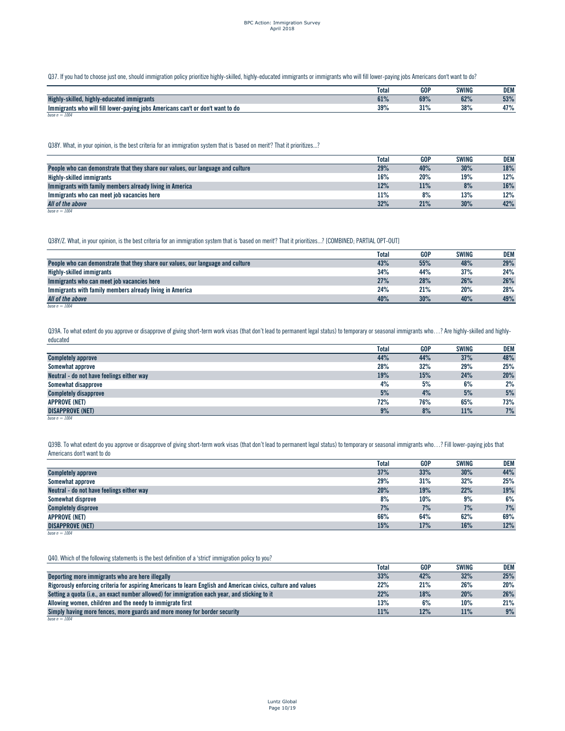Q37. If you had to choose just one, should immigration policy prioritize highly-skilled, highly-educated immigrants or immigrants who will fill lower-paying jobs Americans don't want to do?

| | Total | GOP | SWING | DEM |
|---|---|---|---|---|
| **Highly-skilled, highly-educated immigrants** | 61% | 69% | 62% | 53% |
| **Immigrants who will fill lower-paying jobs Americans can't or don't want to do** | 39% | 31% | 38% | 47% |

*base n = 1004*

Q38Y. What, in your opinion, is the best criteria for an immigration system that is 'based on merit'? That it prioritizes...?

| | Total | GOP | SWING | DEM |
|---|---|---|---|---|
| **People who can demonstrate that they share our values, our language and culture** | 29% | 40% | 30% | 18% |
| **Highly-skilled immigrants** | 16% | 20% | 19% | 12% |
| **Immigrants with family members already living in America** | 12% | 11% | 8% | 16% |
| **Immigrants who can meet job vacancies here** | 11% | 8% | 13% | 12% |
| ***All of the above*** | 32% | 21% | 30% | 42% |

*base n = 1004*

Q38Y/Z. What, in your opinion, is the best criteria for an immigration system that is 'based on merit'? That it prioritizes...? [COMBINED; PARTIAL OPT-OUT]

| | Total | GOP | SWING | DEM |
|---|---|---|---|---|
| **People who can demonstrate that they share our values, our language and culture** | 43% | 55% | 48% | 29% |
| **Highly-skilled immigrants** | 34% | 44% | 37% | 24% |
| **Immigrants who can meet job vacancies here** | 27% | 28% | 26% | 26% |
| **Immigrants with family members already living in America** | 24% | 21% | 20% | 28% |
| ***All of the above*** | 40% | 30% | 40% | 49% |

*base n = 1004*

Q39A. To what extent do you approve or disapprove of giving short-term work visas (that don't lead to permanent legal status) to temporary or seasonal immigrants who…? Are highly-skilled and highly-educated

| | Total | GOP | SWING | DEM |
|---|---|---|---|---|
| **Completely approve** | 44% | 44% | 37% | 48% |
| **Somewhat approve** | 28% | 32% | 29% | 25% |
| **Neutral - do not have feelings either way** | 19% | 15% | 24% | 20% |
| **Somewhat disapprove** | 4% | 5% | 6% | 2% |
| **Completely disapprove** | 5% | 4% | 5% | 5% |
| **APPROVE (NET)** | 72% | 76% | 65% | 73% |
| **DISAPPROVE (NET)** | 9% | 8% | 11% | 7% |

*base n = 1004*

Q39B. To what extent do you approve or disapprove of giving short-term work visas (that don't lead to permanent legal status) to temporary or seasonal immigrants who…? Fill lower-paying jobs that Americans don't want to do

| | Total | GOP | SWING | DEM |
|---|---|---|---|---|
| **Completely approve** | 37% | 33% | 30% | 44% |
| **Somewhat approve** | 29% | 31% | 32% | 25% |
| **Neutral - do not have feelings either way** | 20% | 19% | 22% | 19% |
| **Somewhat disprove** | 8% | 10% | 9% | 6% |
| **Completely disprove** | 7% | 7% | 7% | 7% |
| **APPROVE (NET)** | 66% | 64% | 62% | 69% |
| **DISAPPROVE (NET)** | 15% | 17% | 16% | 12% |

*base n = 1004*

Q40. Which of the following statements is the best definition of a 'strict' immigration policy to you?

| | Total | GOP | SWING | DEM |
|---|---|---|---|---|
| **Deporting more immigrants who are here illegally** | 33% | 42% | 32% | 25% |
| **Rigorously enforcing criteria for aspiring Americans to learn English and American civics, culture and values** | 22% | 21% | 26% | 20% |
| **Setting a quota (i.e., an exact number allowed) for immigration each year, and sticking to it** | 22% | 18% | 20% | 26% |
| **Allowing women, children and the needy to immigrate first** | 13% | 6% | 10% | 21% |
| **Simply having more fences, more guards and more money for border security** | 11% | 12% | 11% | 9% |

*base n = 1004*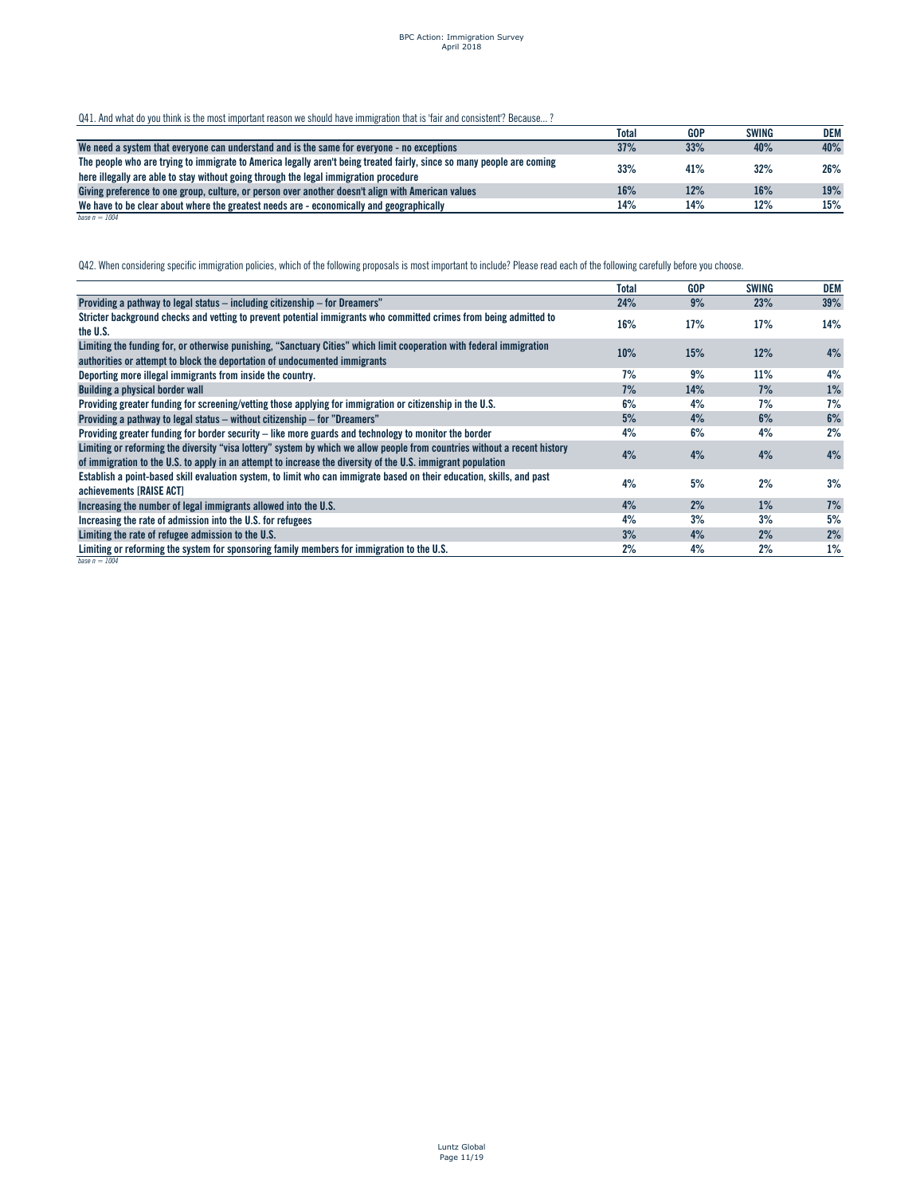Q41. And what do you think is the most important reason we should have immigration that is 'fair and consistent'? Because... ?

| | Total | GOP | SWING | DEM |
|---|---|---|---|---|
| We need a system that everyone can understand and is the same for everyone - no exceptions | 37% | 33% | 40% | 40% |
| The people who are trying to immigrate to America legally aren't being treated fairly, since so many people are coming here illegally are able to stay without going through the legal immigration procedure | 33% | 41% | 32% | 26% |
| Giving preference to one group, culture, or person over another doesn't align with American values | 16% | 12% | 16% | 19% |
| We have to be clear about where the greatest needs are - economically and geographically | 14% | 14% | 12% | 15% |

*base n = 1004*

Q42. When considering specific immigration policies, which of the following proposals is most important to include? Please read each of the following carefully before you choose.

| | Total | GOP | SWING | DEM |
|---|---|---|---|---|
| Providing a pathway to legal status – including citizenship – for Dreamers" | 24% | 9% | 23% | 39% |
| Stricter background checks and vetting to prevent potential immigrants who committed crimes from being admitted to the U.S. | 16% | 17% | 17% | 14% |
| Limiting the funding for, or otherwise punishing, "Sanctuary Cities" which limit cooperation with federal immigration authorities or attempt to block the deportation of undocumented immigrants | 10% | 15% | 12% | 4% |
| Deporting more illegal immigrants from inside the country. | 7% | 9% | 11% | 4% |
| Building a physical border wall | 7% | 14% | 7% | 1% |
| Providing greater funding for screening/vetting those applying for immigration or citizenship in the U.S. | 6% | 4% | 7% | 7% |
| Providing a pathway to legal status – without citizenship – for "Dreamers" | 5% | 4% | 6% | 6% |
| Providing greater funding for border security – like more guards and technology to monitor the border | 4% | 6% | 4% | 2% |
| Limiting or reforming the diversity "visa lottery" system by which we allow people from countries without a recent history of immigration to the U.S. to apply in an attempt to increase the diversity of the U.S. immigrant population | 4% | 4% | 4% | 4% |
| Establish a point-based skill evaluation system, to limit who can immigrate based on their education, skills, and past achievements [RAISE ACT] | 4% | 5% | 2% | 3% |
| Increasing the number of legal immigrants allowed into the U.S. | 4% | 2% | 1% | 7% |
| Increasing the rate of admission into the U.S. for refugees | 4% | 3% | 3% | 5% |
| Limiting the rate of refugee admission to the U.S. | 3% | 4% | 2% | 2% |
| Limiting or reforming the system for sponsoring family members for immigration to the U.S. | 2% | 4% | 2% | 1% |

*base n = 1004*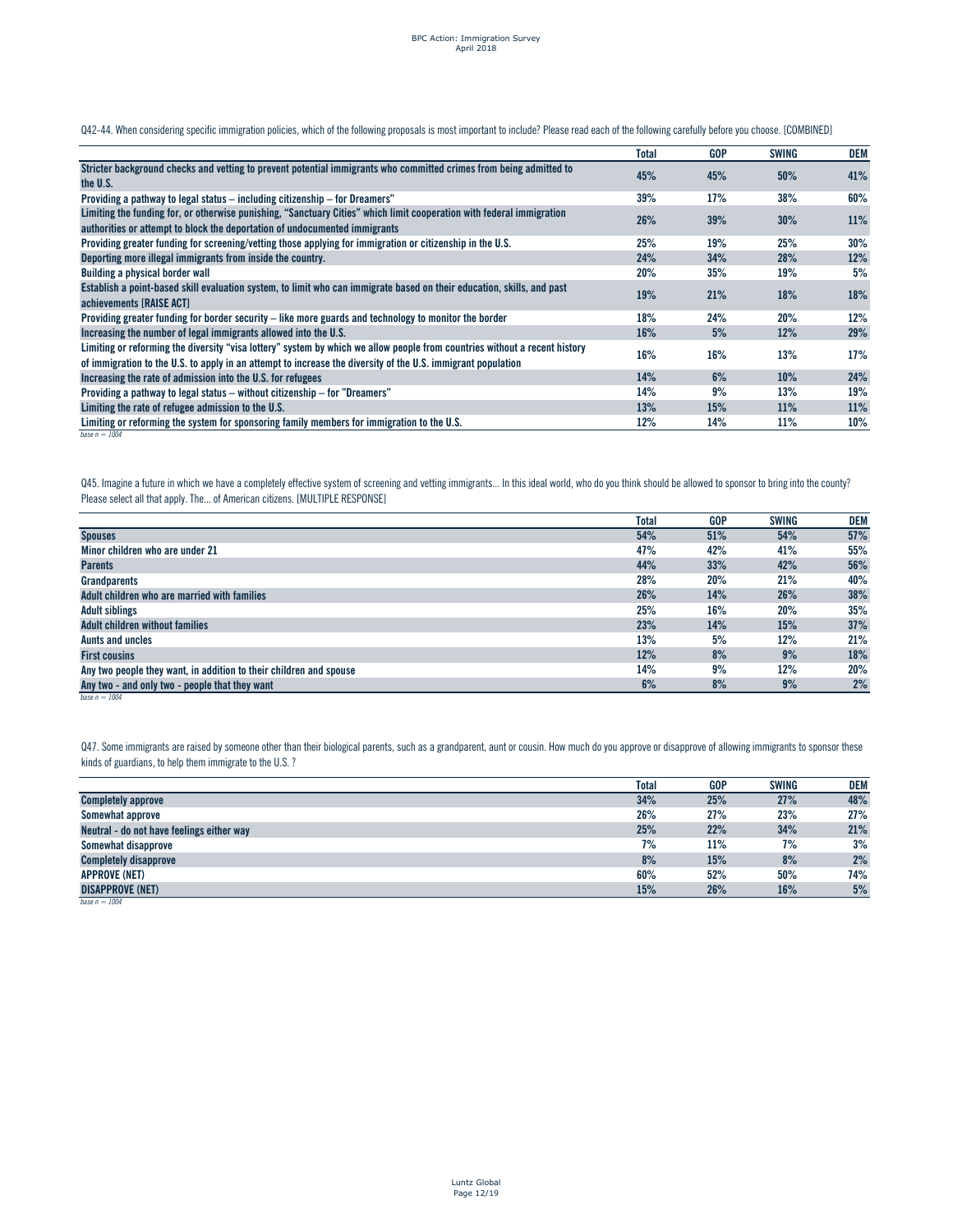Q42-44. When considering specific immigration policies, which of the following proposals is most important to include? Please read each of the following carefully before you choose. [COMBINED]

| | Total | GOP | SWING | DEM |
|---|---|---|---|---|
| Stricter background checks and vetting to prevent potential immigrants who committed crimes from being admitted to the U.S. | 45% | 45% | 50% | 41% |
| Providing a pathway to legal status – including citizenship – for Dreamers" | 39% | 17% | 38% | 60% |
| Limiting the funding for, or otherwise punishing, "Sanctuary Cities" which limit cooperation with federal immigration authorities or attempt to block the deportation of undocumented immigrants | 26% | 39% | 30% | 11% |
| Providing greater funding for screening/vetting those applying for immigration or citizenship in the U.S. | 25% | 19% | 25% | 30% |
| Deporting more illegal immigrants from inside the country. | 24% | 34% | 28% | 12% |
| Building a physical border wall | 20% | 35% | 19% | 5% |
| Establish a point-based skill evaluation system, to limit who can immigrate based on their education, skills, and past achievements [RAISE ACT] | 19% | 21% | 18% | 18% |
| Providing greater funding for border security – like more guards and technology to monitor the border | 18% | 24% | 20% | 12% |
| Increasing the number of legal immigrants allowed into the U.S. | 16% | 5% | 12% | 29% |
| Limiting or reforming the diversity "visa lottery" system by which we allow people from countries without a recent history of immigration to the U.S. to apply in an attempt to increase the diversity of the U.S. immigrant population | 16% | 16% | 13% | 17% |
| Increasing the rate of admission into the U.S. for refugees | 14% | 6% | 10% | 24% |
| Providing a pathway to legal status – without citizenship – for "Dreamers" | 14% | 9% | 13% | 19% |
| Limiting the rate of refugee admission to the U.S. | 13% | 15% | 11% | 11% |
| Limiting or reforming the system for sponsoring family members for immigration to the U.S. | 12% | 14% | 11% | 10% |

*base n = 1004*

Q45. Imagine a future in which we have a completely effective system of screening and vetting immigrants... In this ideal world, who do you think should be allowed to sponsor to bring into the county? Please select all that apply. The... of American citizens. [MULTIPLE RESPONSE]

| | Total | GOP | SWING | DEM |
|---|---|---|---|---|
| Spouses | 54% | 51% | 54% | 57% |
| Minor children who are under 21 | 47% | 42% | 41% | 55% |
| Parents | 44% | 33% | 42% | 56% |
| Grandparents | 28% | 20% | 21% | 40% |
| Adult children who are married with families | 26% | 14% | 26% | 38% |
| Adult siblings | 25% | 16% | 20% | 35% |
| Adult children without families | 23% | 14% | 15% | 37% |
| Aunts and uncles | 13% | 5% | 12% | 21% |
| First cousins | 12% | 8% | 9% | 18% |
| Any two people they want, in addition to their children and spouse | 14% | 9% | 12% | 20% |
| Any two - and only two - people that they want | 6% | 8% | 9% | 2% |

*base n = 1004*

Q47. Some immigrants are raised by someone other than their biological parents, such as a grandparent, aunt or cousin. How much do you approve or disapprove of allowing immigrants to sponsor these kinds of guardians, to help them immigrate to the U.S. ?

| | Total | GOP | SWING | DEM |
|---|---|---|---|---|
| Completely approve | 34% | 25% | 27% | 48% |
| Somewhat approve | 26% | 27% | 23% | 27% |
| Neutral - do not have feelings either way | 25% | 22% | 34% | 21% |
| Somewhat disapprove | 7% | 11% | 7% | 3% |
| Completely disapprove | 8% | 15% | 8% | 2% |
| APPROVE (NET) | 60% | 52% | 50% | 74% |
| DISAPPROVE (NET) | 15% | 26% | 16% | 5% |

*base n = 1004*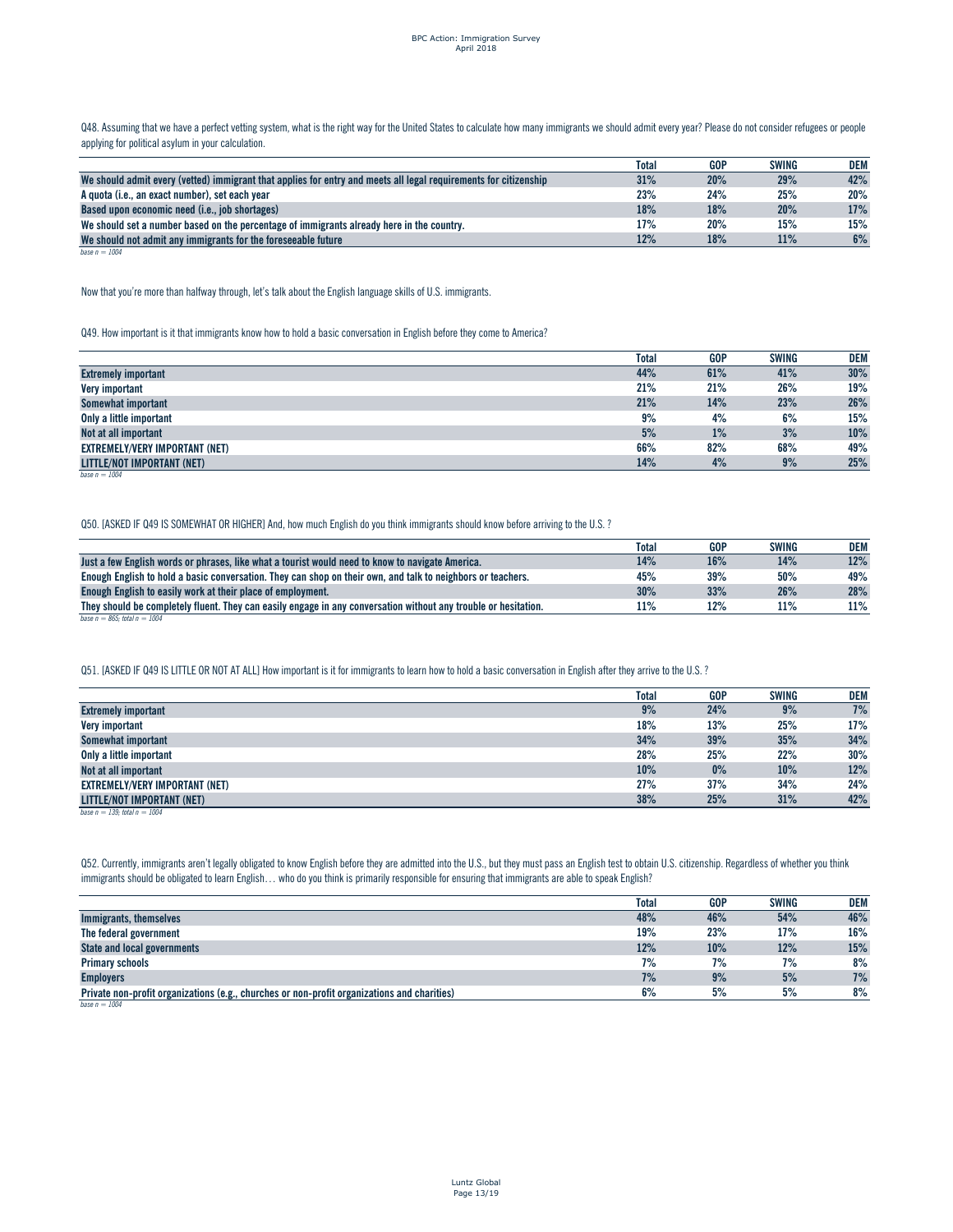Q48. Assuming that we have a perfect vetting system, what is the right way for the United States to calculate how many immigrants we should admit every year? Please do not consider refugees or people applying for political asylum in your calculation.

| | Total | GOP | SWING | DEM |
|---|---|---|---|---|
| We should admit every (vetted) immigrant that applies for entry and meets all legal requirements for citizenship | 31% | 20% | 29% | 42% |
| A quota (i.e., an exact number), set each year | 23% | 24% | 25% | 20% |
| Based upon economic need (i.e., job shortages) | 18% | 18% | 20% | 17% |
| We should set a number based on the percentage of immigrants already here in the country. | 17% | 20% | 15% | 15% |
| We should not admit any immigrants for the foreseeable future | 12% | 18% | 11% | 6% |

*base n = 1004*

Now that you're more than halfway through, let's talk about the English language skills of U.S. immigrants.

Q49. How important is it that immigrants know how to hold a basic conversation in English before they come to America?

| | Total | GOP | SWING | DEM |
|---|---|---|---|---|
| Extremely important | 44% | 61% | 41% | 30% |
| Very important | 21% | 21% | 26% | 19% |
| Somewhat important | 21% | 14% | 23% | 26% |
| Only a little important | 9% | 4% | 6% | 15% |
| Not at all important | 5% | 1% | 3% | 10% |
| EXTREMELY/VERY IMPORTANT (NET) | 66% | 82% | 68% | 49% |
| LITTLE/NOT IMPORTANT (NET) | 14% | 4% | 9% | 25% |

*base n = 1004*

Q50. [ASKED IF Q49 IS SOMEWHAT OR HIGHER] And, how much English do you think immigrants should know before arriving to the U.S. ?

| | Total | GOP | SWING | DEM |
|---|---|---|---|---|
| Just a few English words or phrases, like what a tourist would need to know to navigate America. | 14% | 16% | 14% | 12% |
| Enough English to hold a basic conversation. They can shop on their own, and talk to neighbors or teachers. | 45% | 39% | 50% | 49% |
| Enough English to easily work at their place of employment. | 30% | 33% | 26% | 28% |
| They should be completely fluent. They can easily engage in any conversation without any trouble or hesitation. | 11% | 12% | 11% | 11% |

*base n = 865; total n = 1004*

Q51. [ASKED IF Q49 IS LITTLE OR NOT AT ALL] How important is it for immigrants to learn how to hold a basic conversation in English after they arrive to the U.S. ?

| | Total | GOP | SWING | DEM |
|---|---|---|---|---|
| Extremely important | 9% | 24% | 9% | 7% |
| Very important | 18% | 13% | 25% | 17% |
| Somewhat important | 34% | 39% | 35% | 34% |
| Only a little important | 28% | 25% | 22% | 30% |
| Not at all important | 10% | 0% | 10% | 12% |
| EXTREMELY/VERY IMPORTANT (NET) | 27% | 37% | 34% | 24% |
| LITTLE/NOT IMPORTANT (NET) | 38% | 25% | 31% | 42% |

*base n = 139; total n = 1004*

Q52. Currently, immigrants aren't legally obligated to know English before they are admitted into the U.S., but they must pass an English test to obtain U.S. citizenship. Regardless of whether you think immigrants should be obligated to learn English… who do you think is primarily responsible for ensuring that immigrants are able to speak English?

| | Total | GOP | SWING | DEM |
|---|---|---|---|---|
| Immigrants, themselves | 48% | 46% | 54% | 46% |
| The federal government | 19% | 23% | 17% | 16% |
| State and local governments | 12% | 10% | 12% | 15% |
| Primary schools | 7% | 7% | 7% | 8% |
| Employers | 7% | 9% | 5% | 7% |
| Private non-profit organizations (e.g., churches or non-profit organizations and charities) | 6% | 5% | 5% | 8% |

*base n = 1004*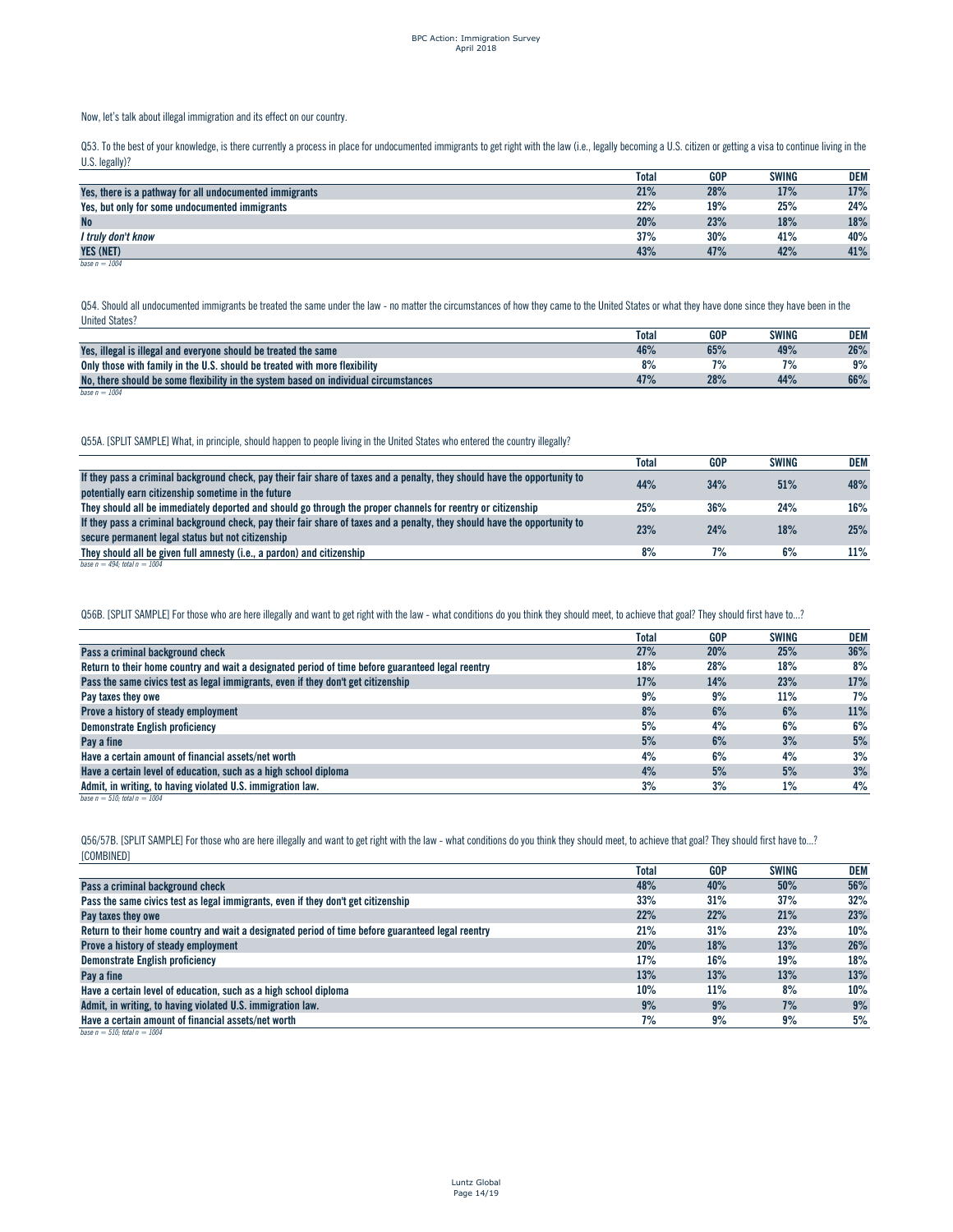Now, let's talk about illegal immigration and its effect on our country.

Q53. To the best of your knowledge, is there currently a process in place for undocumented immigrants to get right with the law (i.e., legally becoming a U.S. citizen or getting a visa to continue living in the U.S. legally)?

| | Total | GOP | SWING | DEM |
|---|---|---|---|---|
| Yes, there is a pathway for all undocumented immigrants | 21% | 28% | 17% | 17% |
| Yes, but only for some undocumented immigrants | 22% | 19% | 25% | 24% |
| No | 20% | 23% | 18% | 18% |
| *I truly don't know* | 37% | 30% | 41% | 40% |
| YES (NET) | 43% | 47% | 42% | 41% |

*base n = 1004*

Q54. Should all undocumented immigrants be treated the same under the law - no matter the circumstances of how they came to the United States or what they have done since they have been in the United States?

| | Total | GOP | SWING | DEM |
|---|---|---|---|---|
| Yes, illegal is illegal and everyone should be treated the same | 46% | 65% | 49% | 26% |
| Only those with family in the U.S. should be treated with more flexibility | 8% | 7% | 7% | 9% |
| No, there should be some flexibility in the system based on individual circumstances | 47% | 28% | 44% | 66% |

*base n = 1004*

Q55A. [SPLIT SAMPLE] What, in principle, should happen to people living in the United States who entered the country illegally?

| | Total | GOP | SWING | DEM |
|---|---|---|---|---|
| If they pass a criminal background check, pay their fair share of taxes and a penalty, they should have the opportunity to potentially earn citizenship sometime in the future | 44% | 34% | 51% | 48% |
| They should all be immediately deported and should go through the proper channels for reentry or citizenship | 25% | 36% | 24% | 16% |
| If they pass a criminal background check, pay their fair share of taxes and a penalty, they should have the opportunity to secure permanent legal status but not citizenship | 23% | 24% | 18% | 25% |
| They should all be given full amnesty (i.e., a pardon) and citizenship | 8% | 7% | 6% | 11% |

*base n = 494; total n = 1004*

Q56B. [SPLIT SAMPLE] For those who are here illegally and want to get right with the law - what conditions do you think they should meet, to achieve that goal? They should first have to...?

| | Total | GOP | SWING | DEM |
|---|---|---|---|---|
| Pass a criminal background check | 27% | 20% | 25% | 36% |
| Return to their home country and wait a designated period of time before guaranteed legal reentry | 18% | 28% | 18% | 8% |
| Pass the same civics test as legal immigrants, even if they don't get citizenship | 17% | 14% | 23% | 17% |
| Pay taxes they owe | 9% | 9% | 11% | 7% |
| Prove a history of steady employment | 8% | 6% | 6% | 11% |
| Demonstrate English proficiency | 5% | 4% | 6% | 6% |
| Pay a fine | 5% | 6% | 3% | 5% |
| Have a certain amount of financial assets/net worth | 4% | 6% | 4% | 3% |
| Have a certain level of education, such as a high school diploma | 4% | 5% | 5% | 3% |
| Admit, in writing, to having violated U.S. immigration law. | 3% | 3% | 1% | 4% |

*base n = 510; total n = 1004*

Q56/57B. [SPLIT SAMPLE] For those who are here illegally and want to get right with the law - what conditions do you think they should meet, to achieve that goal? They should first have to...? [COMBINED]

| | Total | GOP | SWING | DEM |
|---|---|---|---|---|
| Pass a criminal background check | 48% | 40% | 50% | 56% |
| Pass the same civics test as legal immigrants, even if they don't get citizenship | 33% | 31% | 37% | 32% |
| Pay taxes they owe | 22% | 22% | 21% | 23% |
| Return to their home country and wait a designated period of time before guaranteed legal reentry | 21% | 31% | 23% | 10% |
| Prove a history of steady employment | 20% | 18% | 13% | 26% |
| Demonstrate English proficiency | 17% | 16% | 19% | 18% |
| Pay a fine | 13% | 13% | 13% | 13% |
| Have a certain level of education, such as a high school diploma | 10% | 11% | 8% | 10% |
| Admit, in writing, to having violated U.S. immigration law. | 9% | 9% | 7% | 9% |
| Have a certain amount of financial assets/net worth | 7% | 9% | 9% | 5% |

*base n = 510; total n = 1004*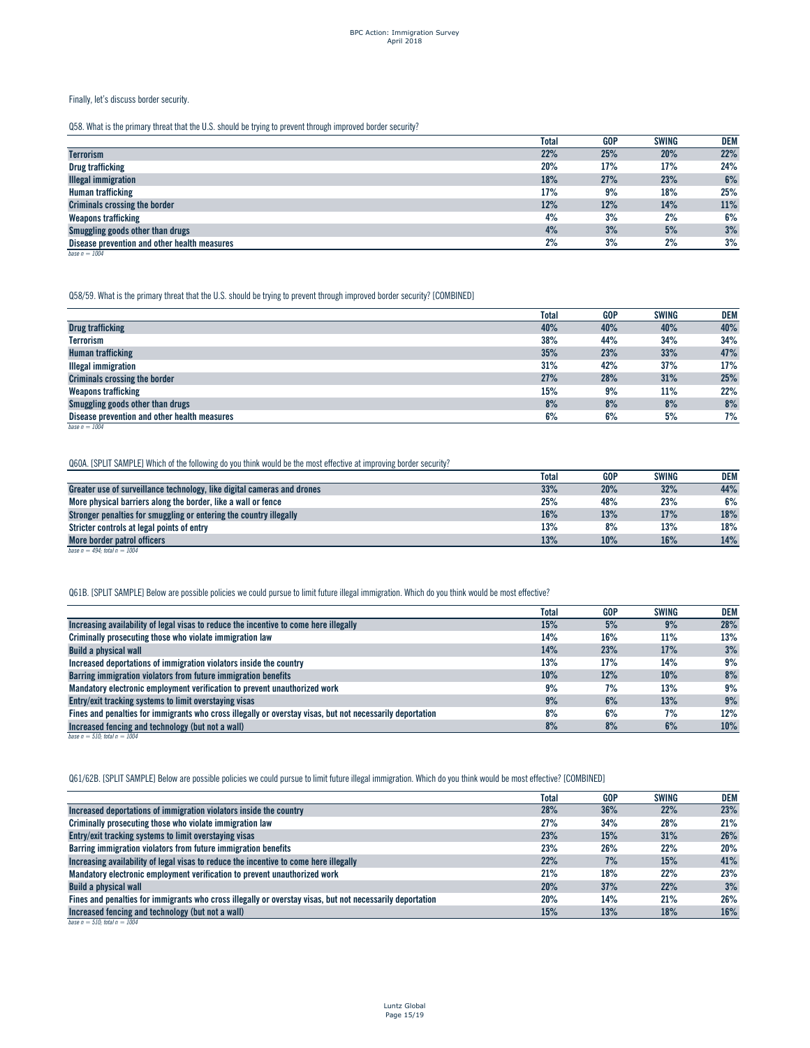Finally, let's discuss border security.

Q58. What is the primary threat that the U.S. should be trying to prevent through improved border security?

| | Total | GOP | SWING | DEM |
|---|---|---|---|---|
| Terrorism | 22% | 25% | 20% | 22% |
| Drug trafficking | 20% | 17% | 17% | 24% |
| Illegal immigration | 18% | 27% | 23% | 6% |
| Human trafficking | 17% | 9% | 18% | 25% |
| Criminals crossing the border | 12% | 12% | 14% | 11% |
| Weapons trafficking | 4% | 3% | 2% | 6% |
| Smuggling goods other than drugs | 4% | 3% | 5% | 3% |
| Disease prevention and other health measures | 2% | 3% | 2% | 3% |

*base n = 1004*

Q58/59. What is the primary threat that the U.S. should be trying to prevent through improved border security? [COMBINED]

| | Total | GOP | SWING | DEM |
|---|---|---|---|---|
| Drug trafficking | 40% | 40% | 40% | 40% |
| Terrorism | 38% | 44% | 34% | 34% |
| Human trafficking | 35% | 23% | 33% | 47% |
| Illegal immigration | 31% | 42% | 37% | 17% |
| Criminals crossing the border | 27% | 28% | 31% | 25% |
| Weapons trafficking | 15% | 9% | 11% | 22% |
| Smuggling goods other than drugs | 8% | 8% | 8% | 8% |
| Disease prevention and other health measures | 6% | 6% | 5% | 7% |

*base n = 1004*

Q60A. [SPLIT SAMPLE] Which of the following do you think would be the most effective at improving border security?

| | Total | GOP | SWING | DEM |
|---|---|---|---|---|
| Greater use of surveillance technology, like digital cameras and drones | 33% | 20% | 32% | 44% |
| More physical barriers along the border, like a wall or fence | 25% | 48% | 23% | 6% |
| Stronger penalties for smuggling or entering the country illegally | 16% | 13% | 17% | 18% |
| Stricter controls at legal points of entry | 13% | 8% | 13% | 18% |
| More border patrol officers | 13% | 10% | 16% | 14% |

*base n = 494; total n = 1004*

Q61B. [SPLIT SAMPLE] Below are possible policies we could pursue to limit future illegal immigration. Which do you think would be most effective?

| | Total | GOP | SWING | DEM |
|---|---|---|---|---|
| Increasing availability of legal visas to reduce the incentive to come here illegally | 15% | 5% | 9% | 28% |
| Criminally prosecuting those who violate immigration law | 14% | 16% | 11% | 13% |
| Build a physical wall | 14% | 23% | 17% | 3% |
| Increased deportations of immigration violators inside the country | 13% | 17% | 14% | 9% |
| Barring immigration violators from future immigration benefits | 10% | 12% | 10% | 8% |
| Mandatory electronic employment verification to prevent unauthorized work | 9% | 7% | 13% | 9% |
| Entry/exit tracking systems to limit overstaying visas | 9% | 6% | 13% | 9% |
| Fines and penalties for immigrants who cross illegally or overstay visas, but not necessarily deportation | 8% | 6% | 7% | 12% |
| Increased fencing and technology (but not a wall) | 8% | 8% | 6% | 10% |

*base n = 510; total n = 1004*

Q61/62B. [SPLIT SAMPLE] Below are possible policies we could pursue to limit future illegal immigration. Which do you think would be most effective? [COMBINED]

| | Total | GOP | SWING | DEM |
|---|---|---|---|---|
| Increased deportations of immigration violators inside the country | 28% | 36% | 22% | 23% |
| Criminally prosecuting those who violate immigration law | 27% | 34% | 28% | 21% |
| Entry/exit tracking systems to limit overstaying visas | 23% | 15% | 31% | 26% |
| Barring immigration violators from future immigration benefits | 23% | 26% | 22% | 20% |
| Increasing availability of legal visas to reduce the incentive to come here illegally | 22% | 7% | 15% | 41% |
| Mandatory electronic employment verification to prevent unauthorized work | 21% | 18% | 22% | 23% |
| Build a physical wall | 20% | 37% | 22% | 3% |
| Fines and penalties for immigrants who cross illegally or overstay visas, but not necessarily deportation | 20% | 14% | 21% | 26% |
| Increased fencing and technology (but not a wall) | 15% | 13% | 18% | 16% |

*base n = 510; total n = 1004*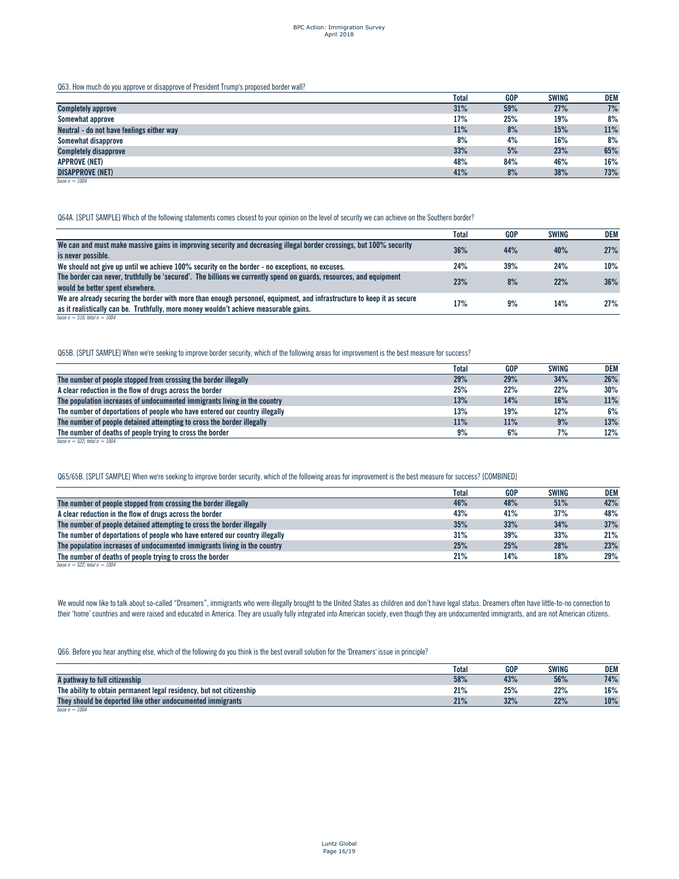Q63. How much do you approve or disapprove of President Trump's proposed border wall?

| | Total | GOP | SWING | DEM |
|---|---|---|---|---|
| **Completely approve** | 31% | 59% | 27% | 7% |
| **Somewhat approve** | 17% | 25% | 19% | 8% |
| **Neutral - do not have feelings either way** | 11% | 8% | 15% | 11% |
| **Somewhat disapprove** | 8% | 4% | 16% | 8% |
| **Completely disapprove** | 33% | 5% | 23% | 65% |
| **APPROVE (NET)** | 48% | 84% | 46% | 16% |
| **DISAPPROVE (NET)** | 41% | 8% | 38% | 73% |

*base n = 1004*

Q64A. [SPLIT SAMPLE] Which of the following statements comes closest to your opinion on the level of security we can achieve on the Southern border?

| | Total | GOP | SWING | DEM |
|---|---|---|---|---|
| **We can and must make massive gains in improving security and decreasing illegal border crossings, but 100% security is never possible.** | 36% | 44% | 40% | 27% |
| **We should not give up until we achieve 100% security on the border - no exceptions, no excuses.** | 24% | 39% | 24% | 10% |
| **The border can never, truthfully be 'secured'. The billions we currently spend on guards, resources, and equipment would be better spent elsewhere.** | 23% | 8% | 22% | 36% |
| **We are already securing the border with more than enough personnel, equipment, and infrastructure to keep it as secure as it realistically can be. Truthfully, more money wouldn't achieve measurable gains.** | 17% | 9% | 14% | 27% |

*base n = 510; total n = 1004*

Q65B. [SPLIT SAMPLE] When we're seeking to improve border security, which of the following areas for improvement is the best measure for success?

| | Total | GOP | SWING | DEM |
|---|---|---|---|---|
| **The number of people stopped from crossing the border illegally** | 29% | 29% | 34% | 26% |
| **A clear reduction in the flow of drugs across the border** | 25% | 22% | 22% | 30% |
| **The population increases of undocumented immigrants living in the country** | 13% | 14% | 16% | 11% |
| **The number of deportations of people who have entered our country illegally** | 13% | 19% | 12% | 6% |
| **The number of people detained attempting to cross the border illegally** | 11% | 11% | 9% | 13% |
| **The number of deaths of people trying to cross the border** | 9% | 6% | 7% | 12% |

*base n = 522; total n = 1004*

Q65/65B. [SPLIT SAMPLE] When we're seeking to improve border security, which of the following areas for improvement is the best measure for success? [COMBINED]

| | Total | GOP | SWING | DEM |
|---|---|---|---|---|
| **The number of people stopped from crossing the border illegally** | 46% | 48% | 51% | 42% |
| **A clear reduction in the flow of drugs across the border** | 43% | 41% | 37% | 48% |
| **The number of people detained attempting to cross the border illegally** | 35% | 33% | 34% | 37% |
| **The number of deportations of people who have entered our country illegally** | 31% | 39% | 33% | 21% |
| **The population increases of undocumented immigrants living in the country** | 25% | 25% | 28% | 23% |
| **The number of deaths of people trying to cross the border** | 21% | 14% | 18% | 29% |

*base n = 522; total n = 1004*

We would now like to talk about so-called "Dreamers", immigrants who were illegally brought to the United States as children and don't have legal status. Dreamers often have little-to-no connection to their 'home' countries and were raised and educated in America. They are usually fully integrated into American society, even though they are undocumented immigrants, and are not American citizens.

Q66. Before you hear anything else, which of the following do you think is the best overall solution for the 'Dreamers' issue in principle?

| | Total | GOP | SWING | DEM |
|---|---|---|---|---|
| **A pathway to full citizenship** | 58% | 43% | 56% | 74% |
| **The ability to obtain permanent legal residency, but not citizenship** | 21% | 25% | 22% | 16% |
| **They should be deported like other undocumented immigrants** | 21% | 32% | 22% | 10% |

*base n = 1004*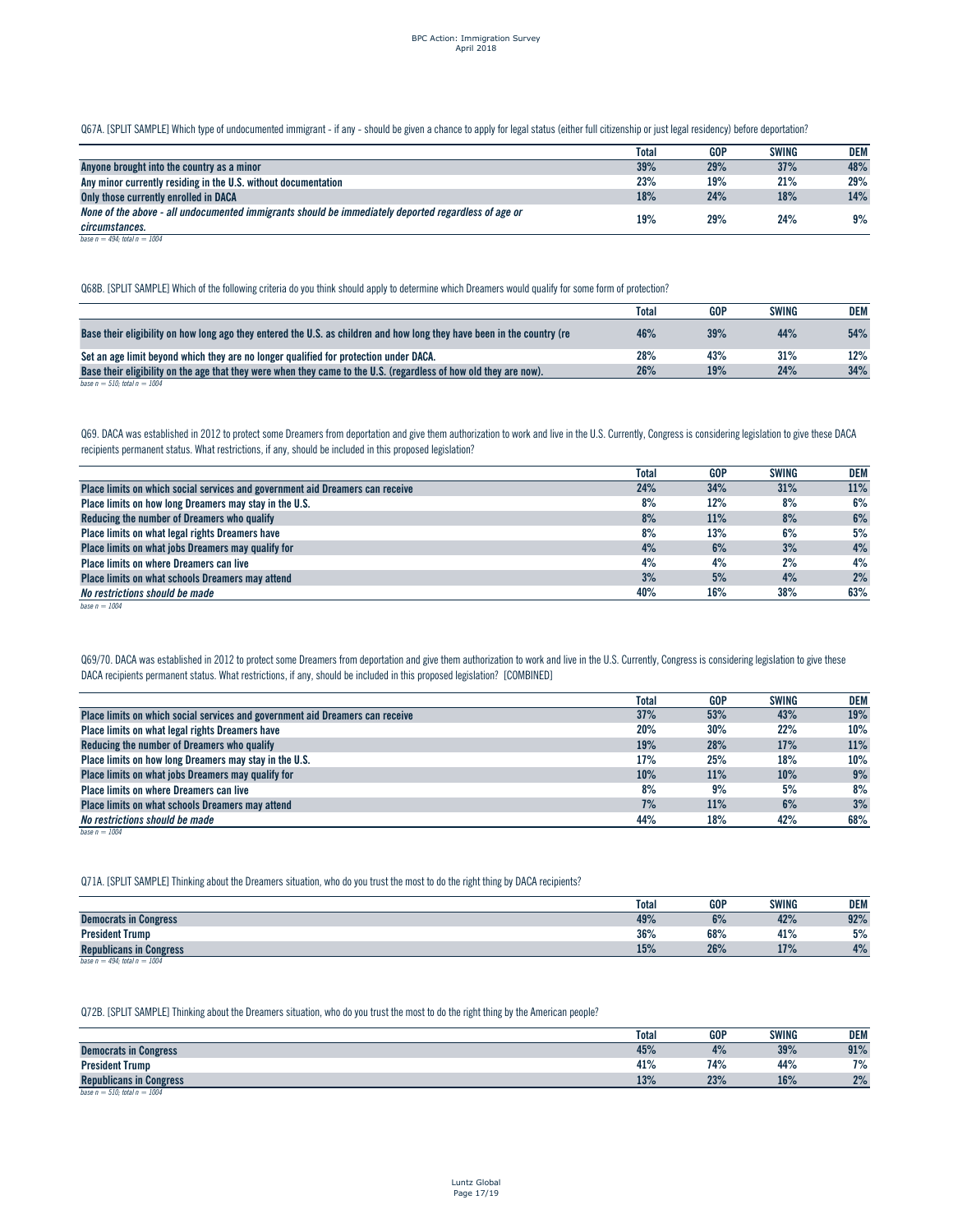Q67A. [SPLIT SAMPLE] Which type of undocumented immigrant - if any - should be given a chance to apply for legal status (either full citizenship or just legal residency) before deportation?

| | Total | GOP | SWING | DEM |
|---|---|---|---|---|
| **Anyone brought into the country as a minor** | 39% | 29% | 37% | 48% |
| **Any minor currently residing in the U.S. without documentation** | 23% | 19% | 21% | 29% |
| **Only those currently enrolled in DACA** | 18% | 24% | 18% | 14% |
| ***None of the above - all undocumented immigrants should be immediately deported regardless of age or circumstances.*** | 19% | 29% | 24% | 9% |

*base n = 494; total n = 1004*

Q68B. [SPLIT SAMPLE] Which of the following criteria do you think should apply to determine which Dreamers would qualify for some form of protection?

| | Total | GOP | SWING | DEM |
|---|---|---|---|---|
| **Base their eligibility on how long ago they entered the U.S. as children and how long they have been in the country (re** | 46% | 39% | 44% | 54% |
| **Set an age limit beyond which they are no longer qualified for protection under DACA.** | 28% | 43% | 31% | 12% |
| **Base their eligibility on the age that they were when they came to the U.S. (regardless of how old they are now).** | 26% | 19% | 24% | 34% |

*base n = 510; total n = 1004*

Q69. DACA was established in 2012 to protect some Dreamers from deportation and give them authorization to work and live in the U.S. Currently, Congress is considering legislation to give these DACA recipients permanent status. What restrictions, if any, should be included in this proposed legislation?

| | Total | GOP | SWING | DEM |
|---|---|---|---|---|
| **Place limits on which social services and government aid Dreamers can receive** | 24% | 34% | 31% | 11% |
| **Place limits on how long Dreamers may stay in the U.S.** | 8% | 12% | 8% | 6% |
| **Reducing the number of Dreamers who qualify** | 8% | 11% | 8% | 6% |
| **Place limits on what legal rights Dreamers have** | 8% | 13% | 6% | 5% |
| **Place limits on what jobs Dreamers may qualify for** | 4% | 6% | 3% | 4% |
| **Place limits on where Dreamers can live** | 4% | 4% | 2% | 4% |
| **Place limits on what schools Dreamers may attend** | 3% | 5% | 4% | 2% |
| ***No restrictions should be made*** | 40% | 16% | 38% | 63% |

*base n = 1004*

Q69/70. DACA was established in 2012 to protect some Dreamers from deportation and give them authorization to work and live in the U.S. Currently, Congress is considering legislation to give these DACA recipients permanent status. What restrictions, if any, should be included in this proposed legislation? [COMBINED]

| | Total | GOP | SWING | DEM |
|---|---|---|---|---|
| **Place limits on which social services and government aid Dreamers can receive** | 37% | 53% | 43% | 19% |
| **Place limits on what legal rights Dreamers have** | 20% | 30% | 22% | 10% |
| **Reducing the number of Dreamers who qualify** | 19% | 28% | 17% | 11% |
| **Place limits on how long Dreamers may stay in the U.S.** | 17% | 25% | 18% | 10% |
| **Place limits on what jobs Dreamers may qualify for** | 10% | 11% | 10% | 9% |
| **Place limits on where Dreamers can live** | 8% | 9% | 5% | 8% |
| **Place limits on what schools Dreamers may attend** | 7% | 11% | 6% | 3% |
| ***No restrictions should be made*** | 44% | 18% | 42% | 68% |

*base n = 1004*

Q71A. [SPLIT SAMPLE] Thinking about the Dreamers situation, who do you trust the most to do the right thing by DACA recipients?

| | Total | GOP | SWING | DEM |
|---|---|---|---|---|
| **Democrats in Congress** | 49% | 6% | 42% | 92% |
| **President Trump** | 36% | 68% | 41% | 5% |
| **Republicans in Congress** | 15% | 26% | 17% | 4% |

*base n = 494; total n = 1004*

Q72B. [SPLIT SAMPLE] Thinking about the Dreamers situation, who do you trust the most to do the right thing by the American people?

| | Total | GOP | SWING | DEM |
|---|---|---|---|---|
| **Democrats in Congress** | 45% | 4% | 39% | 91% |
| **President Trump** | 41% | 74% | 44% | 7% |
| **Republicans in Congress** | 13% | 23% | 16% | 2% |

*base n = 510; total n = 1004*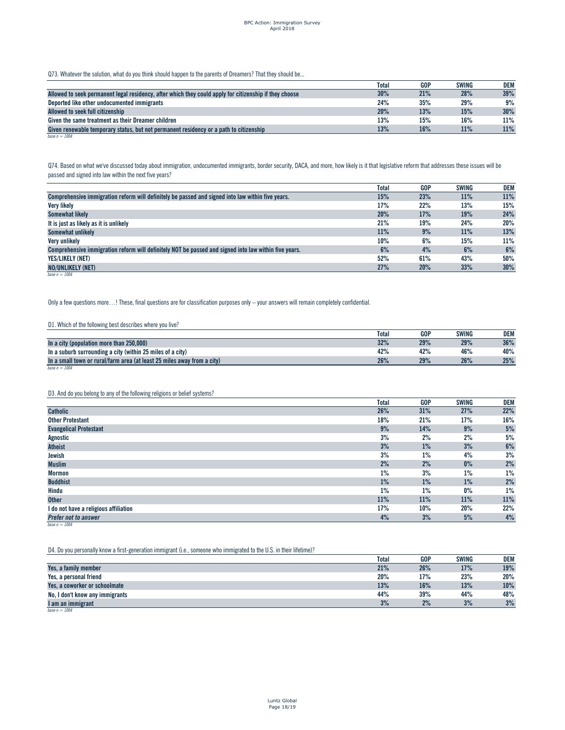Q73. Whatever the solution, what do you think should happen to the parents of Dreamers? That they should be...

| | Total | GOP | SWING | DEM |
|---|---|---|---|---|
| Allowed to seek permanent legal residency, after which they could apply for citizenship if they choose | 30% | 21% | 28% | 39% |
| Deported like other undocumented immigrants | 24% | 35% | 29% | 9% |
| Allowed to seek full citizenship | 20% | 13% | 15% | 30% |
| Given the same treatment as their Dreamer children | 13% | 15% | 16% | 11% |
| Given renewable temporary status, but not permanent residency or a path to citizenship | 13% | 16% | 11% | 11% |

*base n = 1004*

Q74. Based on what we've discussed today about immigration, undocumented immigrants, border security, DACA, and more, how likely is it that legislative reform that addresses these issues will be passed and signed into law within the next five years?

| | Total | GOP | SWING | DEM |
|---|---|---|---|---|
| Comprehensive immigration reform will definitely be passed and signed into law within five years. | 15% | 23% | 11% | 11% |
| Very likely | 17% | 22% | 13% | 15% |
| Somewhat likely | 20% | 17% | 19% | 24% |
| It is just as likely as it is unlikely | 21% | 19% | 24% | 20% |
| Somewhat unlikely | 11% | 9% | 11% | 13% |
| Very unlikely | 10% | 6% | 15% | 11% |
| Comprehensive immigration reform will definitely NOT be passed and signed into law within five years. | 6% | 4% | 6% | 6% |
| YES/LIKELY (NET) | 52% | 61% | 43% | 50% |
| NO/UNLIKELY (NET) | 27% | 20% | 33% | 30% |

*base n = 1004*

Only a few questions more…! These, final questions are for classification purposes only – your answers will remain completely confidential.

D1. Which of the following best describes where you live?

| | Total | GOP | SWING | DEM |
|---|---|---|---|---|
| In a city (population more than 250,000) | 32% | 29% | 29% | 36% |
| In a suburb surrounding a city (within 25 miles of a city) | 42% | 42% | 46% | 40% |
| In a small town or rural/farm area (at least 25 miles away from a city) | 26% | 29% | 26% | 25% |

*base n = 1004*

D3. And do you belong to any of the following religions or belief systems?

| | Total | GOP | SWING | DEM |
|---|---|---|---|---|
| Catholic | 26% | 31% | 27% | 22% |
| Other Protestant | 18% | 21% | 17% | 16% |
| Evangelical Protestant | 9% | 14% | 9% | 5% |
| Agnostic | 3% | 2% | 2% | 5% |
| Atheist | 3% | 1% | 3% | 6% |
| Jewish | 3% | 1% | 4% | 3% |
| Muslim | 2% | 2% | 0% | 2% |
| Mormon | 1% | 3% | 1% | 1% |
| Buddhist | 1% | 1% | 1% | 2% |
| Hindu | 1% | 1% | 0% | 1% |
| Other | 11% | 11% | 11% | 11% |
| I do not have a religious affiliation | 17% | 10% | 20% | 22% |
| *Prefer not to answer* | 4% | 3% | 5% | 4% |

*base n = 1004*

D4. Do you personally know a first-generation immigrant (i.e., someone who immigrated to the U.S. in their lifetime)?

| | Total | GOP | SWING | DEM |
|---|---|---|---|---|
| Yes, a family member | 21% | 26% | 17% | 19% |
| Yes, a personal friend | 20% | 17% | 23% | 20% |
| Yes, a coworker or schoolmate | 13% | 16% | 13% | 10% |
| No, I don't know any immigrants | 44% | 39% | 44% | 48% |
| I am an immigrant | 3% | 2% | 3% | 3% |

*base n = 1004*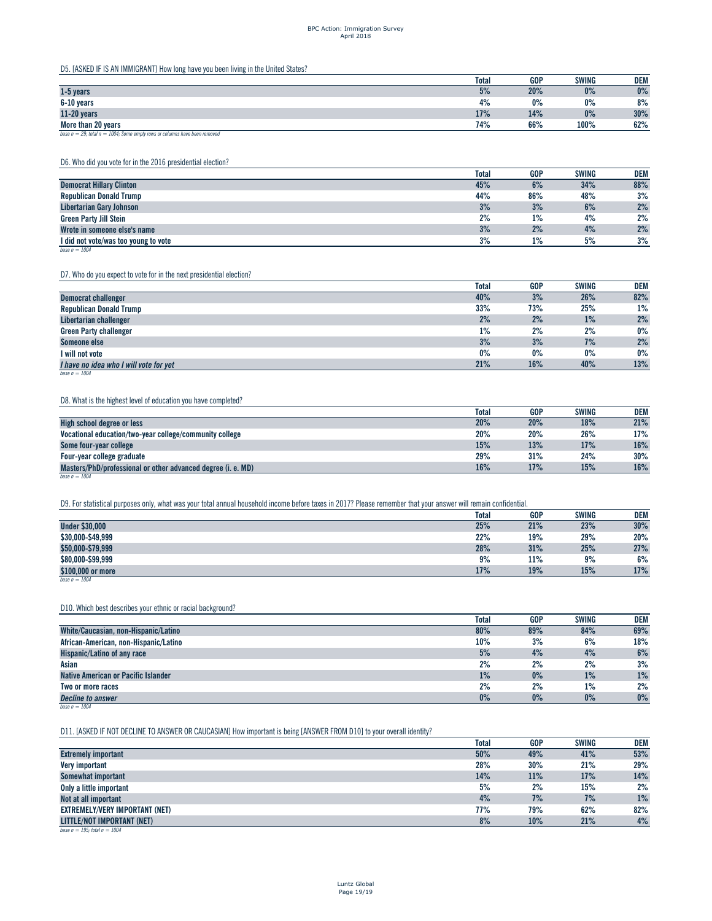D5. [ASKED IF IS AN IMMIGRANT] How long have you been living in the United States?

| | Total | GOP | SWING | DEM |
|---|---|---|---|---|
| 1-5 years | 5% | 20% | 0% | 0% |
| 6-10 years | 4% | 0% | 0% | 8% |
| 11-20 years | 17% | 14% | 0% | 30% |
| More than 20 years | 74% | 66% | 100% | 62% |

*base n = 29; total n = 1004; Some empty rows or columns have been removed*

D6. Who did you vote for in the 2016 presidential election?

| | Total | GOP | SWING | DEM |
|---|---|---|---|---|
| Democrat Hillary Clinton | 45% | 6% | 34% | 88% |
| Republican Donald Trump | 44% | 86% | 48% | 3% |
| Libertarian Gary Johnson | 3% | 3% | 6% | 2% |
| Green Party Jill Stein | 2% | 1% | 4% | 2% |
| Wrote in someone else's name | 3% | 2% | 4% | 2% |
| I did not vote/was too young to vote | 3% | 1% | 5% | 3% |

*base n = 1004*

D7. Who do you expect to vote for in the next presidential election?

| | Total | GOP | SWING | DEM |
|---|---|---|---|---|
| Democrat challenger | 40% | 3% | 26% | 82% |
| Republican Donald Trump | 33% | 73% | 25% | 1% |
| Libertarian challenger | 2% | 2% | 1% | 2% |
| Green Party challenger | 1% | 2% | 2% | 0% |
| Someone else | 3% | 3% | 7% | 2% |
| I will not vote | 0% | 0% | 0% | 0% |
| *I have no idea who I will vote for yet* | 21% | 16% | 40% | 13% |

*base n = 1004*

D8. What is the highest level of education you have completed?

| | Total | GOP | SWING | DEM |
|---|---|---|---|---|
| High school degree or less | 20% | 20% | 18% | 21% |
| Vocational education/two-year college/community college | 20% | 20% | 26% | 17% |
| Some four-year college | 15% | 13% | 17% | 16% |
| Four-year college graduate | 29% | 31% | 24% | 30% |
| Masters/PhD/professional or other advanced degree (i. e. MD) | 16% | 17% | 15% | 16% |

*base n = 1004*

D9. For statistical purposes only, what was your total annual household income before taxes in 2017? Please remember that your answer will remain confidential.

| | Total | GOP | SWING | DEM |
|---|---|---|---|---|
| Under $30,000 | 25% | 21% | 23% | 30% |
| $30,000-$49,999 | 22% | 19% | 29% | 20% |
| $50,000-$79,999 | 28% | 31% | 25% | 27% |
| $80,000-$99,999 | 9% | 11% | 9% | 6% |
| $100,000 or more | 17% | 19% | 15% | 17% |

*base n = 1004*

D10. Which best describes your ethnic or racial background?

| | Total | GOP | SWING | DEM |
|---|---|---|---|---|
| White/Caucasian, non-Hispanic/Latino | 80% | 89% | 84% | 69% |
| African-American, non-Hispanic/Latino | 10% | 3% | 6% | 18% |
| Hispanic/Latino of any race | 5% | 4% | 4% | 6% |
| Asian | 2% | 2% | 2% | 3% |
| Native American or Pacific Islander | 1% | 0% | 1% | 1% |
| Two or more races | 2% | 2% | 1% | 2% |
| *Decline to answer* | 0% | 0% | 0% | 0% |

*base n = 1004*

D11. [ASKED IF NOT DECLINE TO ANSWER OR CAUCASIAN] How important is being [ANSWER FROM D10] to your overall identity?

| | Total | GOP | SWING | DEM |
|---|---|---|---|---|
| Extremely important | 50% | 49% | 41% | 53% |
| Very important | 28% | 30% | 21% | 29% |
| Somewhat important | 14% | 11% | 17% | 14% |
| Only a little important | 5% | 2% | 15% | 2% |
| Not at all important | 4% | 7% | 7% | 1% |
| EXTREMELY/VERY IMPORTANT (NET) | 77% | 79% | 62% | 82% |
| LITTLE/NOT IMPORTANT (NET) | 8% | 10% | 21% | 4% |

*base n = 195; total n = 1004*